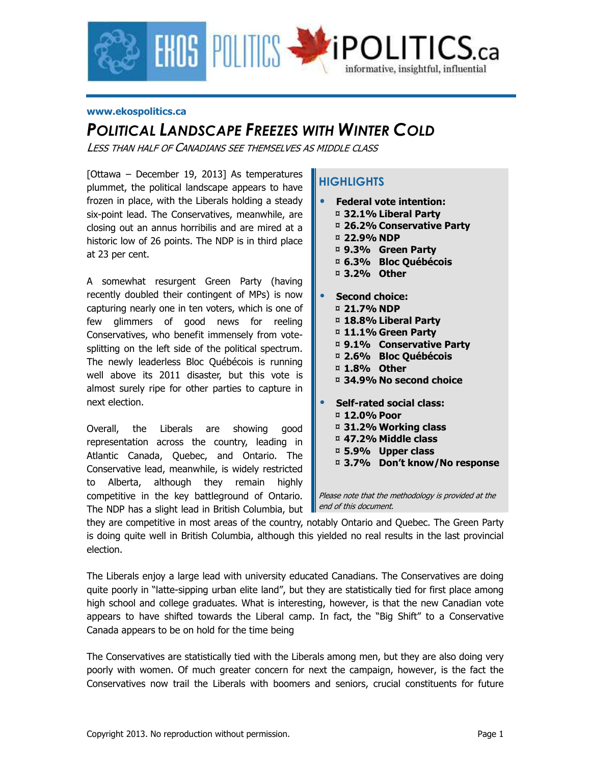www.ekospolitics.ca

# POLITICAL LANDSCAPE FREEZES WITH WINTER COLD

*LESS THAN HALF OF CANADIANS SEE THEMSELVES AS MIDDLE CLASS*

[Ottawa – December 19, 2013] As temperatures plummet, the political landscape appears to have frozen in place, with the Liberals holding a steady six-point lead. The Conservatives, meanwhile, are closing out an annus horribilis and are mired at a historic low of 26 points. The NDP is in third place at 23 per cent.

A somewhat resurgent Green Party (having recently doubled their contingent of MPs) is now capturing nearly one in ten voters, which is one of few glimmers of good news for reeling Conservatives, who benefit immensely from vote-splitting on the left side of the political spectrum. The newly leaderless Bloc Québécois is running well above its 2011 disaster, but this vote is almost surely ripe for other parties to capture in next election.

Overall, the Liberals are showing good representation across the country, leading in Atlantic Canada, Quebec, and Ontario. The Conservative lead, meanwhile, is widely restricted to Alberta, although they remain highly competitive in the key battleground of Ontario. The NDP has a slight lead in British Columbia, but they are competitive in most areas of the country, notably Ontario and Quebec. The Green Party is doing quite well in British Columbia, although this yielded no real results in the last provincial election.

The Liberals enjoy a large lead with university educated Canadians. The Conservatives are doing quite poorly in "latte-sipping urban elite land", but they are statistically tied for first place among high school and college graduates. What is interesting, however, is that the new Canadian vote appears to have shifted towards the Liberal camp. In fact, the "Big Shift" to a Conservative Canada appears to be on hold for the time being

The Conservatives are statistically tied with the Liberals among men, but they are also doing very poorly with women. Of much greater concern for next the campaign, however, is the fact the Conservatives now trail the Liberals with boomers and seniors, crucial constituents for future

## HIGHLIGHTS

- **Federal vote intention:**
  - ¤ **32.1% Liberal Party**
  - ¤ **26.2% Conservative Party**
  - ¤ **22.9% NDP**
  - ¤ **9.3% Green Party**
  - ¤ **6.3% Bloc Québécois**
  - ¤ **3.2% Other**
- **Second choice:**
  - ¤ **21.7% NDP**
  - ¤ **18.8% Liberal Party**
  - ¤ **11.1% Green Party**
  - ¤ **9.1% Conservative Party**
  - ¤ **2.6% Bloc Québécois**
  - ¤ **1.8% Other**
  - ¤ **34.9% No second choice**
- **Self-rated social class:**
  - ¤ **12.0% Poor**
  - ¤ **31.2% Working class**
  - ¤ **47.2% Middle class**
  - ¤ **5.9% Upper class**
  - ¤ **3.7% Don't know/No response**

*Please note that the methodology is provided at the end of this document.*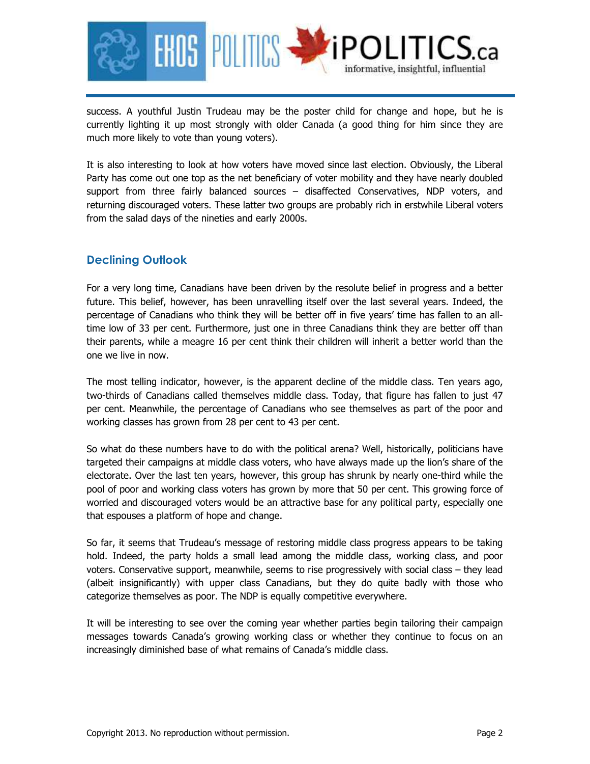success. A youthful Justin Trudeau may be the poster child for change and hope, but he is currently lighting it up most strongly with older Canada (a good thing for him since they are much more likely to vote than young voters).

It is also interesting to look at how voters have moved since last election. Obviously, the Liberal Party has come out one top as the net beneficiary of voter mobility and they have nearly doubled support from three fairly balanced sources – disaffected Conservatives, NDP voters, and returning discouraged voters. These latter two groups are probably rich in erstwhile Liberal voters from the salad days of the nineties and early 2000s.

## Declining Outlook

For a very long time, Canadians have been driven by the resolute belief in progress and a better future. This belief, however, has been unravelling itself over the last several years. Indeed, the percentage of Canadians who think they will be better off in five years' time has fallen to an all-time low of 33 per cent. Furthermore, just one in three Canadians think they are better off than their parents, while a meagre 16 per cent think their children will inherit a better world than the one we live in now.

The most telling indicator, however, is the apparent decline of the middle class. Ten years ago, two-thirds of Canadians called themselves middle class. Today, that figure has fallen to just 47 per cent. Meanwhile, the percentage of Canadians who see themselves as part of the poor and working classes has grown from 28 per cent to 43 per cent.

So what do these numbers have to do with the political arena? Well, historically, politicians have targeted their campaigns at middle class voters, who have always made up the lion's share of the electorate. Over the last ten years, however, this group has shrunk by nearly one-third while the pool of poor and working class voters has grown by more that 50 per cent. This growing force of worried and discouraged voters would be an attractive base for any political party, especially one that espouses a platform of hope and change.

So far, it seems that Trudeau's message of restoring middle class progress appears to be taking hold. Indeed, the party holds a small lead among the middle class, working class, and poor voters. Conservative support, meanwhile, seems to rise progressively with social class – they lead (albeit insignificantly) with upper class Canadians, but they do quite badly with those who categorize themselves as poor. The NDP is equally competitive everywhere.

It will be interesting to see over the coming year whether parties begin tailoring their campaign messages towards Canada's growing working class or whether they continue to focus on an increasingly diminished base of what remains of Canada's middle class.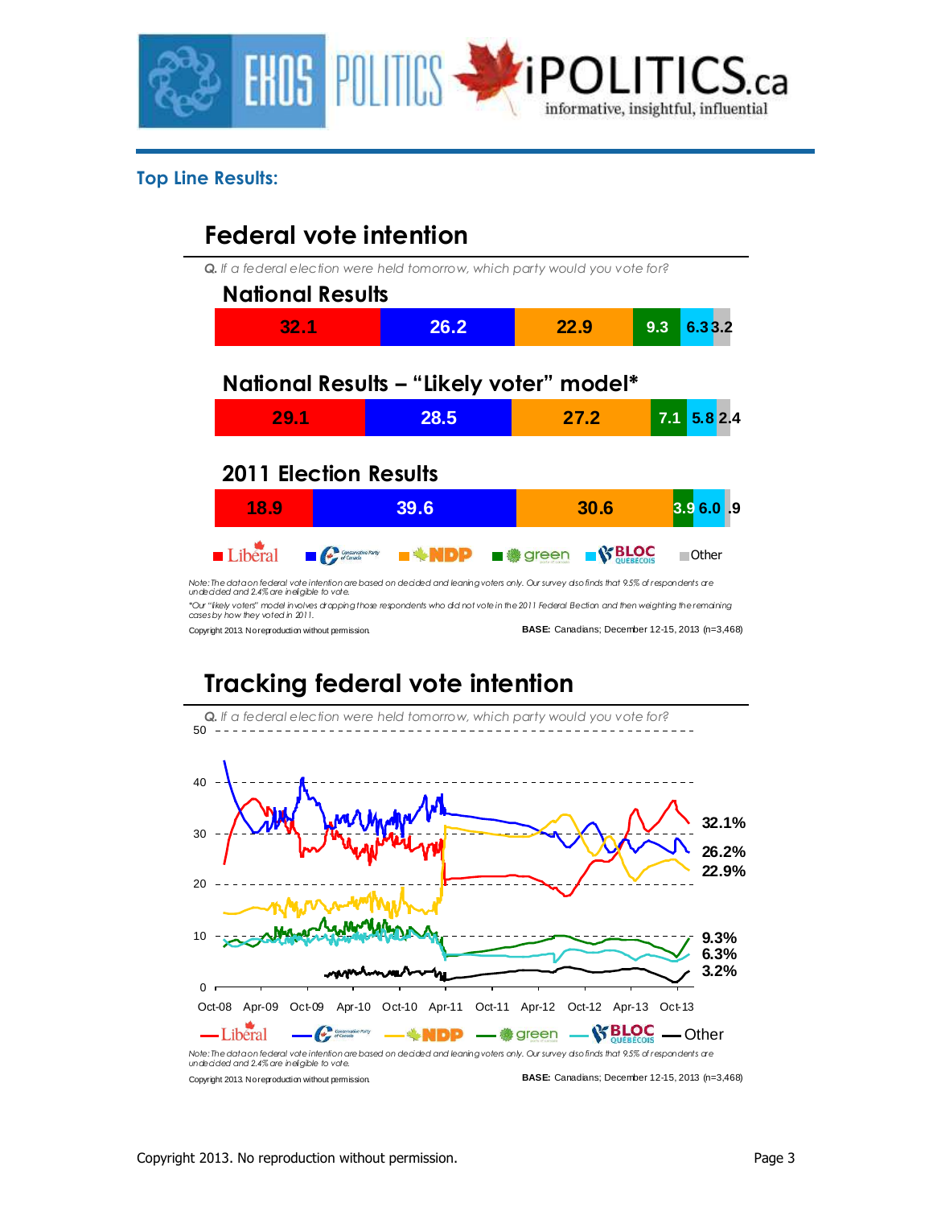## Top Line Results:

### Federal vote intention

*Q. If a federal election were held tomorrow, which party would you vote for?*

| | Liberal | Conservative | NDP | Green | Bloc Québécois | Other |
|---|---|---|---|---|---|---|
| National Results | 32.1 | 26.2 | 22.9 | 9.3 | 6.3 | 3.2 |
| National Results – "Likely voter" model* | 29.1 | 28.5 | 27.2 | 7.1 | 5.8 | 2.4 |
| 2011 Election Results | 18.9 | 39.6 | 30.6 | 3.9 | 6.0 | .9 |

*Note: The data on federal vote intention are based on decided and leaning voters only. Our survey also finds that 9.5% of respondents are undecided and 2.4% are ineligible to vote.*

*\*Our "likely voters" model involves dropping those respondents who did not vote in the 2011 Federal Election and then weighting the remaining cases by how they voted in 2011.*

Copyright 2013. No reproduction without permission.

**BASE:** Canadians; December 12-15, 2013 (n=3,468)

### Tracking federal vote intention

*Q. If a federal election were held tomorrow, which party would you vote for?*

Latest values: Liberal 32.1%, Conservative 26.2%, NDP 22.9%, Green 9.3%, Bloc Québécois 6.3%, Other 3.2%

*Note: The data on federal vote intention are based on decided and leaning voters only. Our survey also finds that 9.5% of respondents are undecided and 2.4% are ineligible to vote.*

Copyright 2013. No reproduction without permission.

**BASE:** Canadians; December 12-15, 2013 (n=3,468)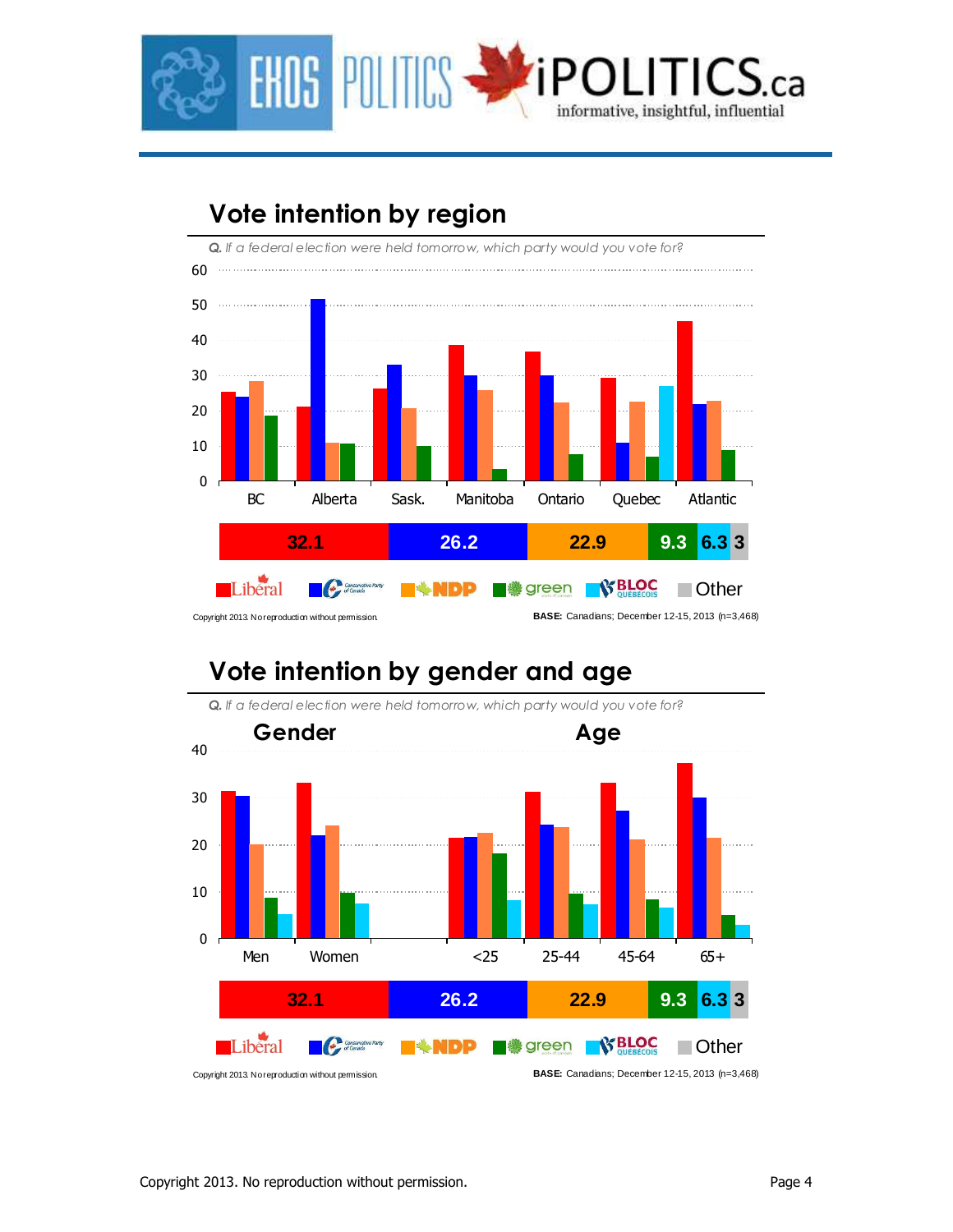## Vote intention by region

*Q. If a federal election were held tomorrow, which party would you vote for?*

| 32.1 | 26.2 | 22.9 | 9.3 | 6.3 | 3 |
|---|---|---|---|---|---|

Liberal | Conservative Party of Canada | NDP | green | BLOC QUÉBÉCOIS | Other

Copyright 2013. No reproduction without permission.

**BASE:** Canadians; December 12-15, 2013 (n=3,468)

## Vote intention by gender and age

*Q. If a federal election were held tomorrow, which party would you vote for?*

| 32.1 | 26.2 | 22.9 | 9.3 | 6.3 | 3 |
|---|---|---|---|---|---|

Liberal | Conservative Party of Canada | NDP | green | BLOC QUÉBÉCOIS | Other

Copyright 2013. No reproduction without permission.

**BASE:** Canadians; December 12-15, 2013 (n=3,468)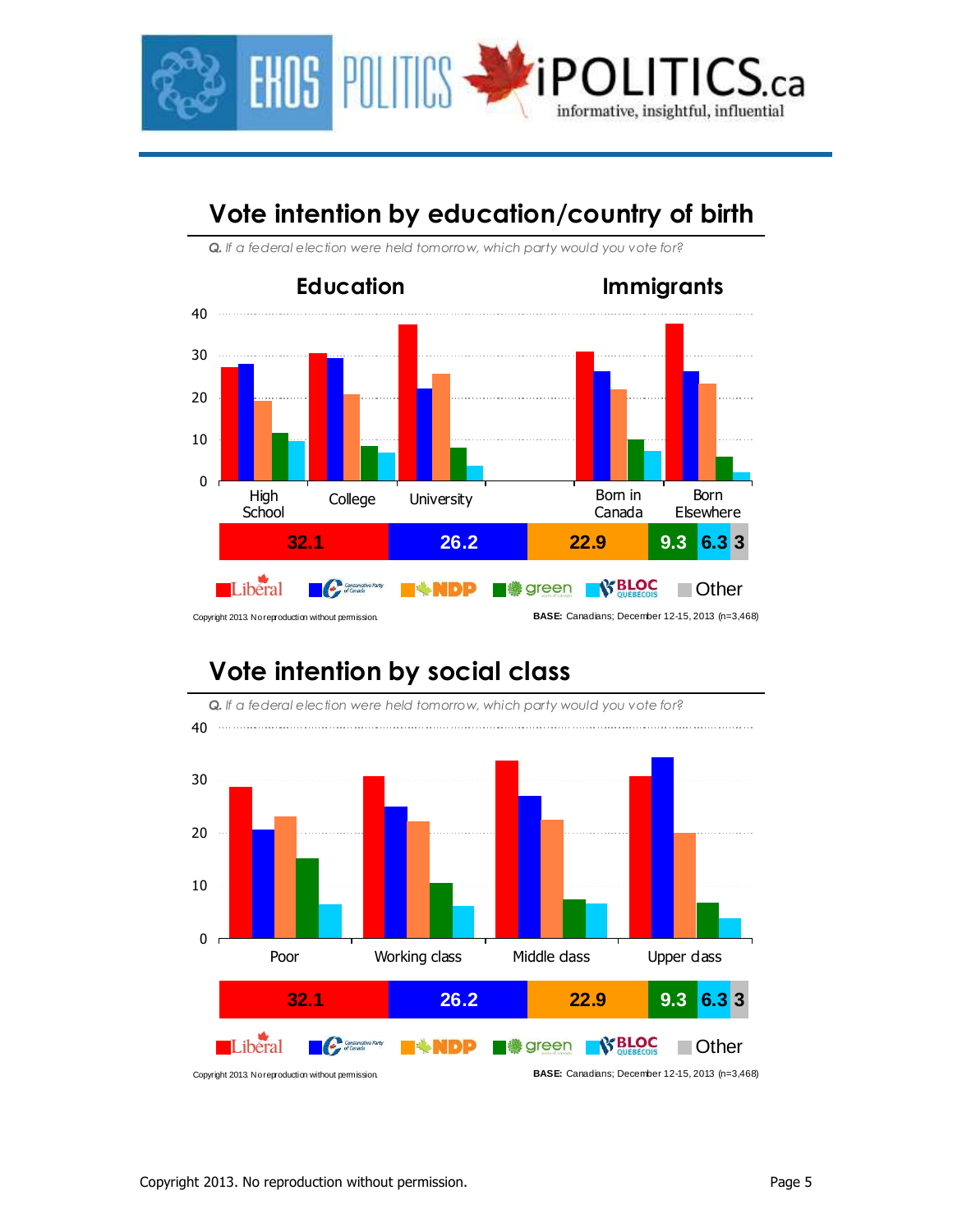## Vote intention by education/country of birth

*Q. If a federal election were held tomorrow, which party would you vote for?*

**Education** | **Immigrants**

High School | College | University | Born in Canada | Born Elsewhere

| 32.1 | 26.2 | 22.9 | 9.3 | 6.3 | 3 |
|---|---|---|---|---|---|

Liberal | Conservative Party of Canada | NDP | green | BLOC QUÉBÉCOIS | Other

Copyright 2013. No reproduction without permission.

**BASE:** Canadians; December 12-15, 2013 (n=3,468)

## Vote intention by social class

*Q. If a federal election were held tomorrow, which party would you vote for?*

Poor | Working class | Middle class | Upper class

| 32.1 | 26.2 | 22.9 | 9.3 | 6.3 | 3 |
|---|---|---|---|---|---|

Liberal | Conservative Party of Canada | NDP | green | BLOC QUÉBÉCOIS | Other

Copyright 2013. No reproduction without permission.

**BASE:** Canadians; December 12-15, 2013 (n=3,468)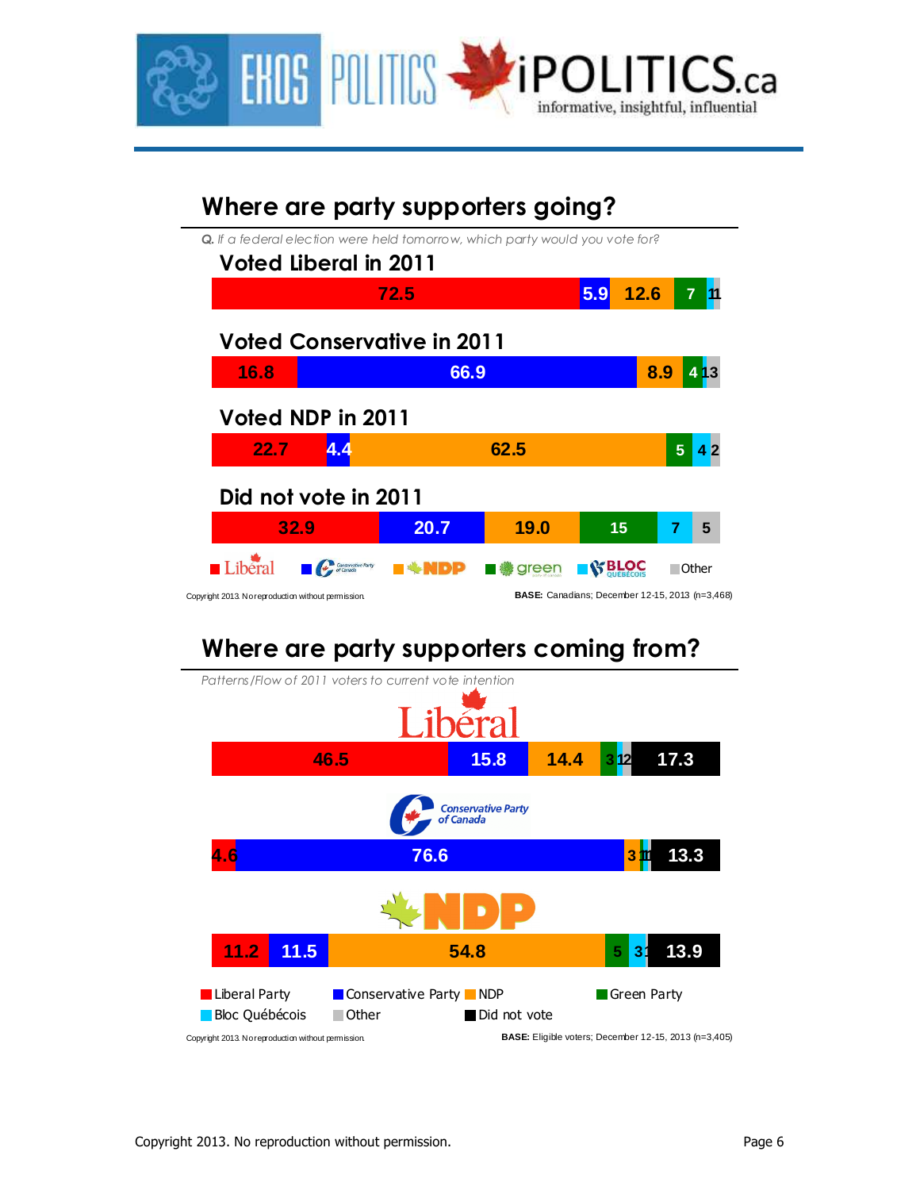## Where are party supporters going?

*Q. If a federal election were held tomorrow, which party would you vote for?*

| | Liberal | Conservative | NDP | Green | Bloc Québécois | Other |
|---|---|---|---|---|---|---|
| Voted Liberal in 2011 | 72.5 | 5.9 | 12.6 | 7 | 1 | 1 |
| Voted Conservative in 2011 | 16.8 | 66.9 | 8.9 | 4 | 1 | 3 |
| Voted NDP in 2011 | 22.7 | 4.4 | 62.5 | 5 | 4 | 2 |
| Did not vote in 2011 | 32.9 | 20.7 | 19.0 | 15 | 7 | 5 |

Copyright 2013. No reproduction without permission.

**BASE:** Canadians; December 12-15, 2013 (n=3,468)

## Where are party supporters coming from?

*Patterns/Flow of 2011 voters to current vote intention*

| | Liberal Party | Conservative Party | NDP | Green Party | Bloc Québécois | Other | Did not vote |
|---|---|---|---|---|---|---|---|
| Liberal | 46.5 | 15.8 | 14.4 | 3 | 1 | 2 | 17.3 |
| Conservative Party of Canada | 4.6 | 76.6 | 3 | 1 | 1 | | 13.3 |
| NDP | 11.2 | 11.5 | 54.8 | 5 | 3 | 1 | 13.9 |

Copyright 2013. No reproduction without permission.

**BASE:** Eligible voters; December 12-15, 2013 (n=3,405)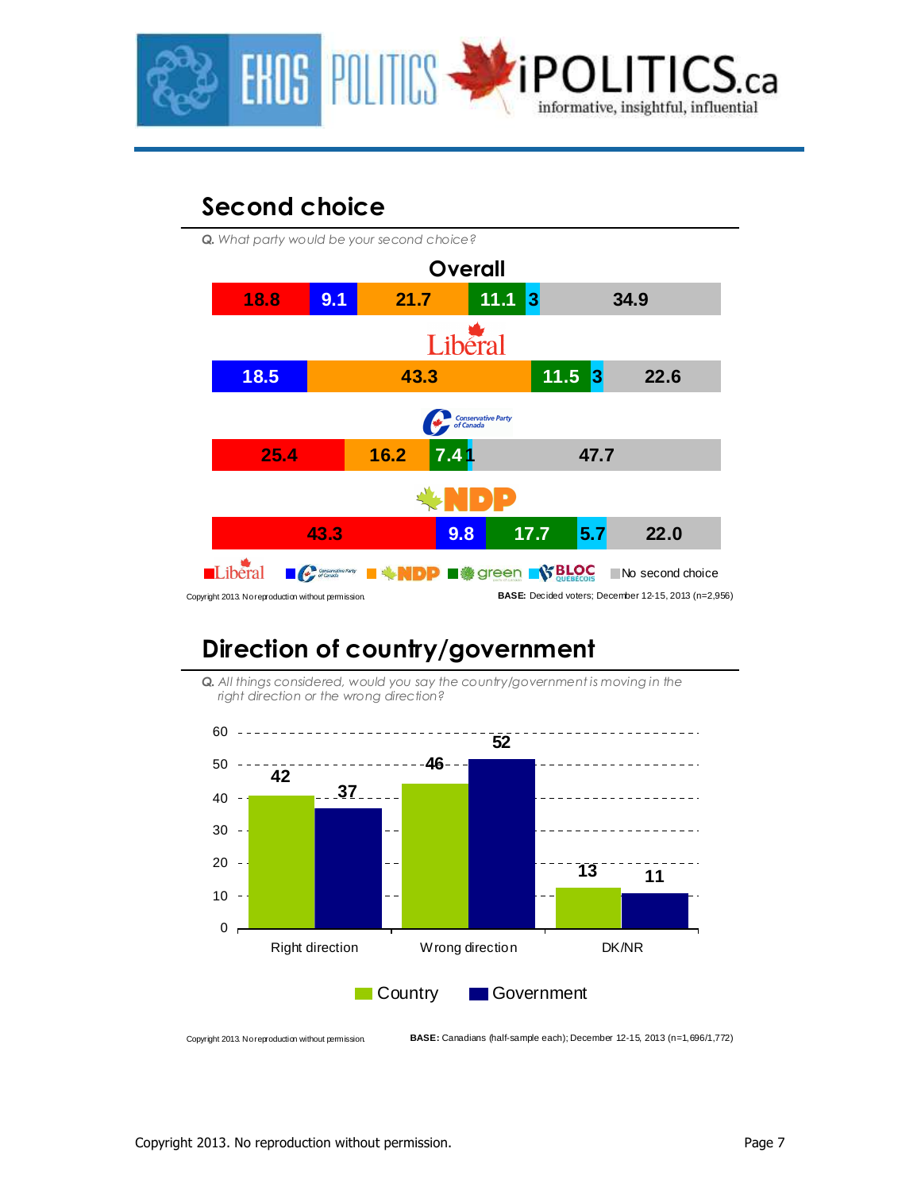## Second choice

*Q. What party would be your second choice?*

| | Liberal | Conservative | NDP | Green | Bloc Québécois | No second choice |
|---|---|---|---|---|---|---|
| Overall | 18.8 | 9.1 | 21.7 | 11.1 | 3 | 34.9 |
| Liberal | | 18.5 | 43.3 | 11.5 | 3 | 22.6 |
| Conservative Party of Canada | 25.4 | | 16.2 | 7.4 | 1 | 47.7 |
| NDP | 43.3 | 9.8 | | 17.7 | 5.7 | 22.0 |

Copyright 2013. No reproduction without permission.

**BASE:** Decided voters; December 12-15, 2013 (n=2,956)

## Direction of country/government

*Q. All things considered, would you say the country/government is moving in the right direction or the wrong direction?*

| | Country | Government |
|---|---|---|
| Right direction | 42 | 37 |
| Wrong direction | 46 | 52 |
| DK/NR | 13 | 11 |

Copyright 2013. No reproduction without permission.

**BASE:** Canadians (half-sample each); December 12-15, 2013 (n=1,696/1,772)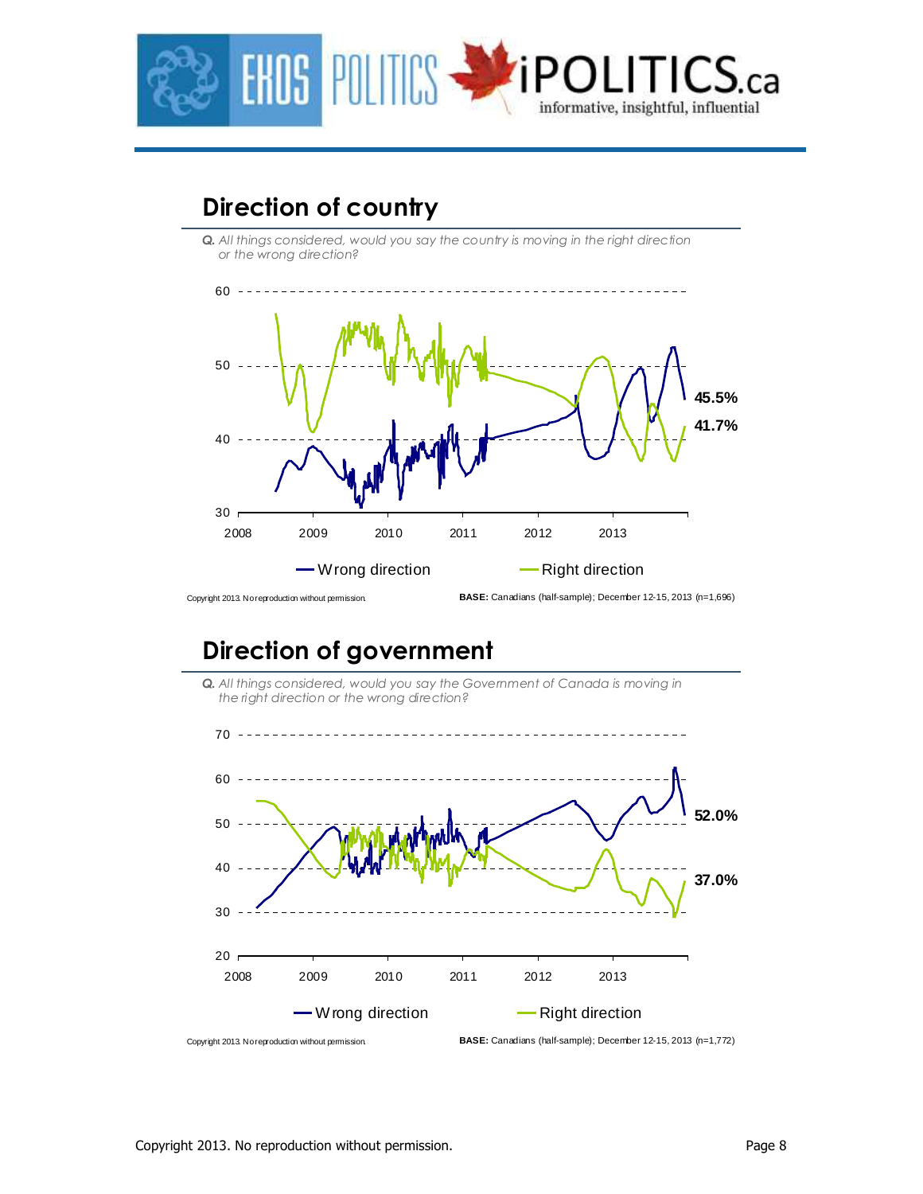## Direction of country

*Q. All things considered, would you say the country is moving in the right direction or the wrong direction?*

45.5%

41.7%

Wrong direction — Right direction

Copyright 2013. No reproduction without permission.

**BASE:** Canadians (half-sample); December 12-15, 2013 (n=1,696)

## Direction of government

*Q. All things considered, would you say the Government of Canada is moving in the right direction or the wrong direction?*

52.0%

37.0%

Wrong direction — Right direction

Copyright 2013. No reproduction without permission.

**BASE:** Canadians (half-sample); December 12-15, 2013 (n=1,772)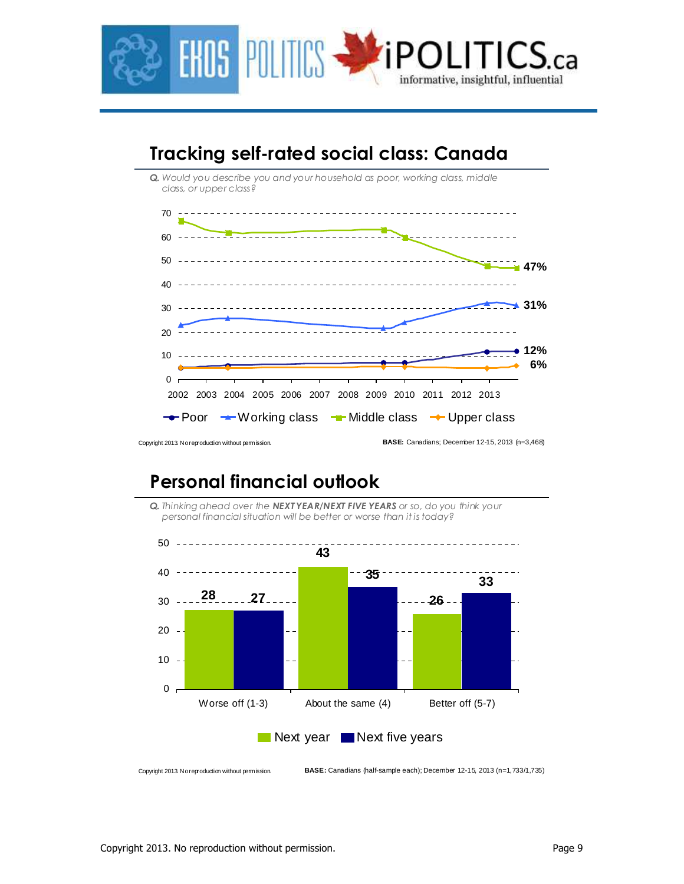## Tracking self-rated social class: Canada

*Q. Would you describe you and your household as poor, working class, middle class, or upper class?*

| | 2013 |
|---|---|
| Poor | 12% |
| Working class | 31% |
| Middle class | 47% |
| Upper class | 6% |

Copyright 2013. No reproduction without permission.

**BASE:** Canadians; December 12-15, 2013 (n=3,468)

## Personal financial outlook

*Q. Thinking ahead over the* ***NEXT YEAR/NEXT FIVE YEARS*** *or so, do you think your personal financial situation will be better or worse than it is today?*

| | Next year | Next five years |
|---|---|---|
| Worse off (1-3) | 28 | 27 |
| About the same (4) | 43 | 35 |
| Better off (5-7) | 26 | 33 |

Copyright 2013. No reproduction without permission.

**BASE:** Canadians (half-sample each); December 12-15, 2013 (n=1,733/1,735)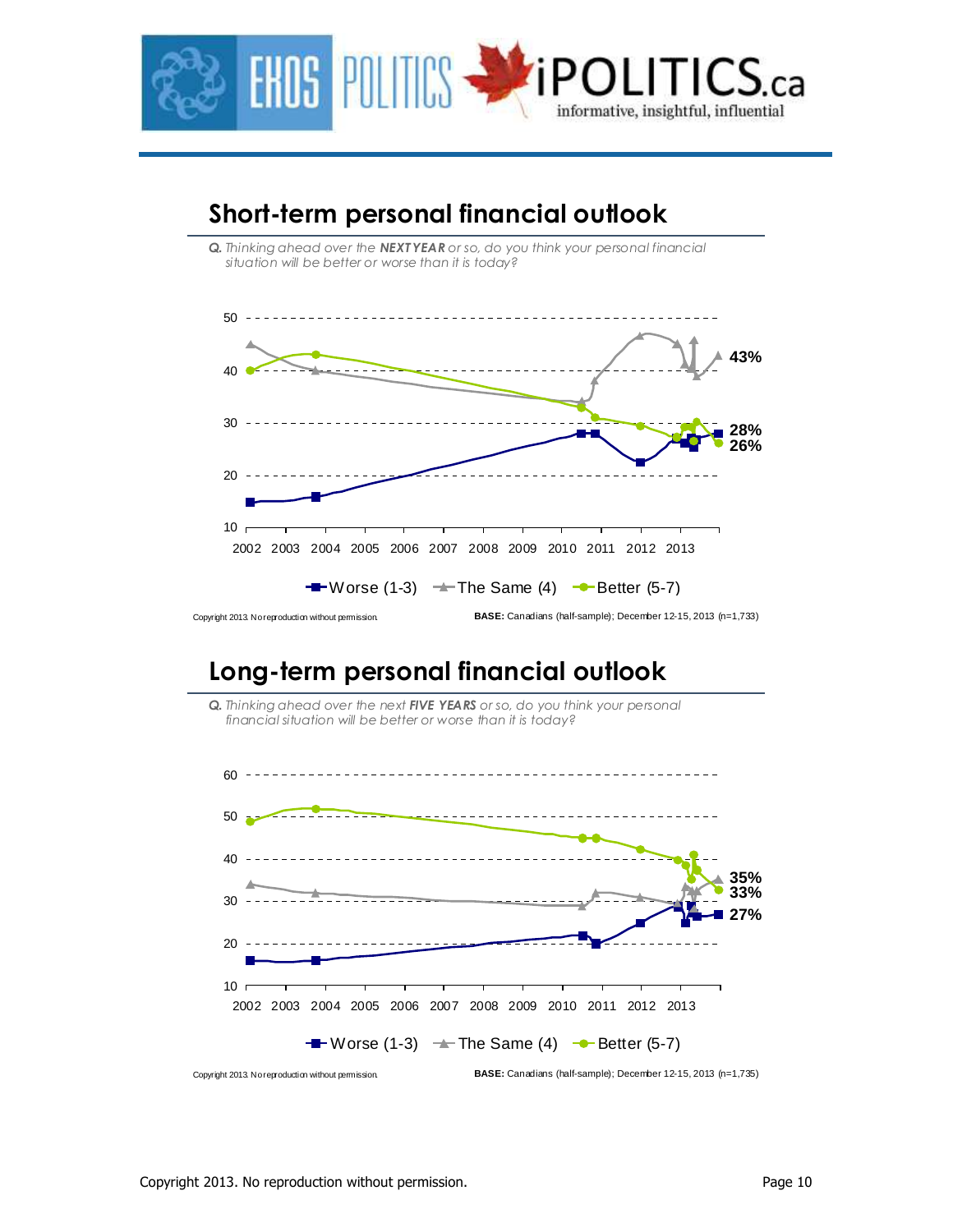## Short-term personal financial outlook

***Q.*** *Thinking ahead over the **NEXT YEAR** or so, do you think your personal financial situation will be better or worse than it is today?*

43%

28%

26%

- Worse (1-3)
- The Same (4)
- Better (5-7)

Copyright 2013. No reproduction without permission.

**BASE:** Canadians (half-sample); December 12-15, 2013 (n=1,733)

## Long-term personal financial outlook

***Q.*** *Thinking ahead over the next **FIVE YEARS** or so, do you think your personal financial situation will be better or worse than it is today?*

35%

33%

27%

- Worse (1-3)
- The Same (4)
- Better (5-7)

Copyright 2013. No reproduction without permission.

**BASE:** Canadians (half-sample); December 12-15, 2013 (n=1,735)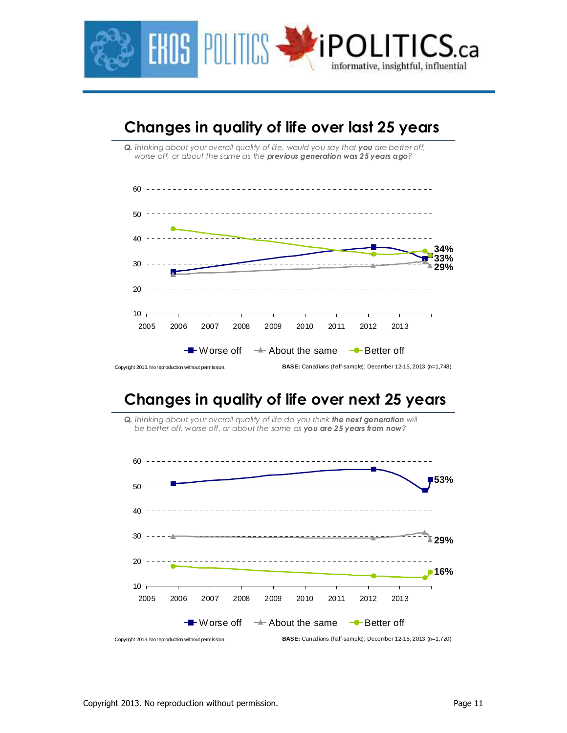## Changes in quality of life over last 25 years

*Q. Thinking about your overall quality of life, would you say that **you** are better off, worse off, or about the same as the **previous generation was 25 years ago**?*

Worse off: 34%
Better off: 33%
About the same: 29%

Copyright 2013. No reproduction without permission.

**BASE:** Canadians (half-sample); December 12-15, 2013 (n=1,748)

## Changes in quality of life over next 25 years

*Q. Thinking about your overall quality of life do you think **the next generation** will be better off, worse off, or about the same as **you are 25 years from now**?*

Worse off: 53%
About the same: 29%
Better off: 16%

Copyright 2013. No reproduction without permission.

**BASE:** Canadians (half-sample); December 12-15, 2013 (n=1,720)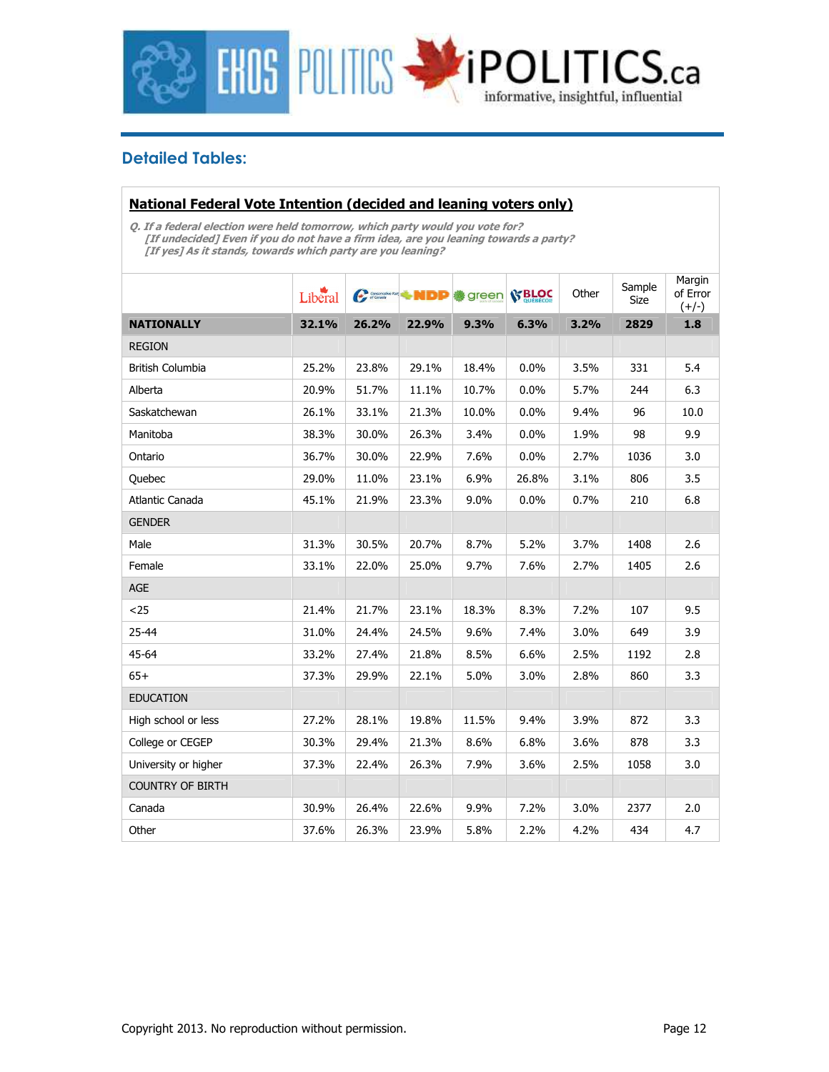## Detailed Tables:

**National Federal Vote Intention (decided and leaning voters only)**

*Q. If a federal election were held tomorrow, which party would you vote for?*
*[If undecided] Even if you do not have a firm idea, are you leaning towards a party?*
*[If yes] As it stands, towards which party are you leaning?*

| | Liberal | Conservative | NDP | green | BLOC | Other | Sample Size | Margin of Error (+/-) |
|---|---|---|---|---|---|---|---|---|
| **NATIONALLY** | **32.1%** | **26.2%** | **22.9%** | **9.3%** | **6.3%** | **3.2%** | **2829** | **1.8** |
| REGION | | | | | | | | |
| British Columbia | 25.2% | 23.8% | 29.1% | 18.4% | 0.0% | 3.5% | 331 | 5.4 |
| Alberta | 20.9% | 51.7% | 11.1% | 10.7% | 0.0% | 5.7% | 244 | 6.3 |
| Saskatchewan | 26.1% | 33.1% | 21.3% | 10.0% | 0.0% | 9.4% | 96 | 10.0 |
| Manitoba | 38.3% | 30.0% | 26.3% | 3.4% | 0.0% | 1.9% | 98 | 9.9 |
| Ontario | 36.7% | 30.0% | 22.9% | 7.6% | 0.0% | 2.7% | 1036 | 3.0 |
| Quebec | 29.0% | 11.0% | 23.1% | 6.9% | 26.8% | 3.1% | 806 | 3.5 |
| Atlantic Canada | 45.1% | 21.9% | 23.3% | 9.0% | 0.0% | 0.7% | 210 | 6.8 |
| GENDER | | | | | | | | |
| Male | 31.3% | 30.5% | 20.7% | 8.7% | 5.2% | 3.7% | 1408 | 2.6 |
| Female | 33.1% | 22.0% | 25.0% | 9.7% | 7.6% | 2.7% | 1405 | 2.6 |
| AGE | | | | | | | | |
| <25 | 21.4% | 21.7% | 23.1% | 18.3% | 8.3% | 7.2% | 107 | 9.5 |
| 25-44 | 31.0% | 24.4% | 24.5% | 9.6% | 7.4% | 3.0% | 649 | 3.9 |
| 45-64 | 33.2% | 27.4% | 21.8% | 8.5% | 6.6% | 2.5% | 1192 | 2.8 |
| 65+ | 37.3% | 29.9% | 22.1% | 5.0% | 3.0% | 2.8% | 860 | 3.3 |
| EDUCATION | | | | | | | | |
| High school or less | 27.2% | 28.1% | 19.8% | 11.5% | 9.4% | 3.9% | 872 | 3.3 |
| College or CEGEP | 30.3% | 29.4% | 21.3% | 8.6% | 6.8% | 3.6% | 878 | 3.3 |
| University or higher | 37.3% | 22.4% | 26.3% | 7.9% | 3.6% | 2.5% | 1058 | 3.0 |
| COUNTRY OF BIRTH | | | | | | | | |
| Canada | 30.9% | 26.4% | 22.6% | 9.9% | 7.2% | 3.0% | 2377 | 2.0 |
| Other | 37.6% | 26.3% | 23.9% | 5.8% | 2.2% | 4.2% | 434 | 4.7 |

Copyright 2013. No reproduction without permission.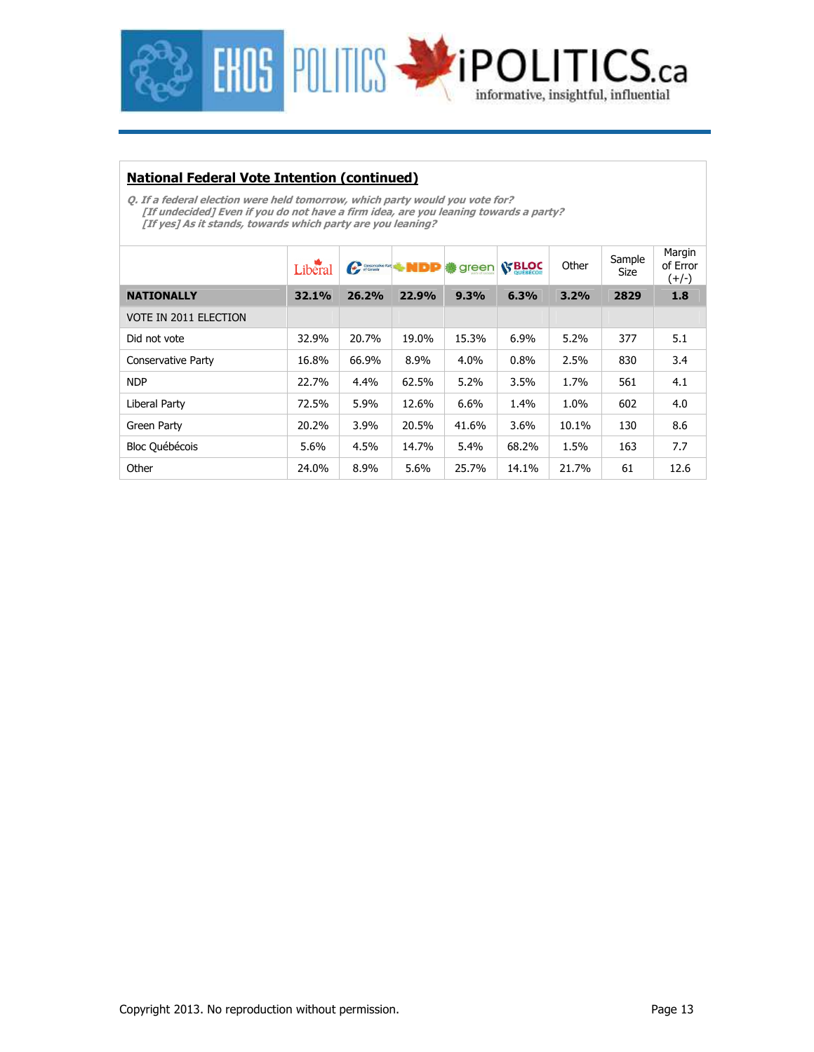## National Federal Vote Intention (continued)

*Q. If a federal election were held tomorrow, which party would you vote for?*
*[If undecided] Even if you do not have a firm idea, are you leaning towards a party?*
*[If yes] As it stands, towards which party are you leaning?*

| | Liberal | Conservative | NDP | green | BLOC | Other | Sample Size | Margin of Error (+/-) |
|---|---|---|---|---|---|---|---|---|
| **NATIONALLY** | **32.1%** | **26.2%** | **22.9%** | **9.3%** | **6.3%** | **3.2%** | **2829** | **1.8** |
| VOTE IN 2011 ELECTION | | | | | | | | |
| Did not vote | 32.9% | 20.7% | 19.0% | 15.3% | 6.9% | 5.2% | 377 | 5.1 |
| Conservative Party | 16.8% | 66.9% | 8.9% | 4.0% | 0.8% | 2.5% | 830 | 3.4 |
| NDP | 22.7% | 4.4% | 62.5% | 5.2% | 3.5% | 1.7% | 561 | 4.1 |
| Liberal Party | 72.5% | 5.9% | 12.6% | 6.6% | 1.4% | 1.0% | 602 | 4.0 |
| Green Party | 20.2% | 3.9% | 20.5% | 41.6% | 3.6% | 10.1% | 130 | 8.6 |
| Bloc Québécois | 5.6% | 4.5% | 14.7% | 5.4% | 68.2% | 1.5% | 163 | 7.7 |
| Other | 24.0% | 8.9% | 5.6% | 25.7% | 14.1% | 21.7% | 61 | 12.6 |

Copyright 2013. No reproduction without permission.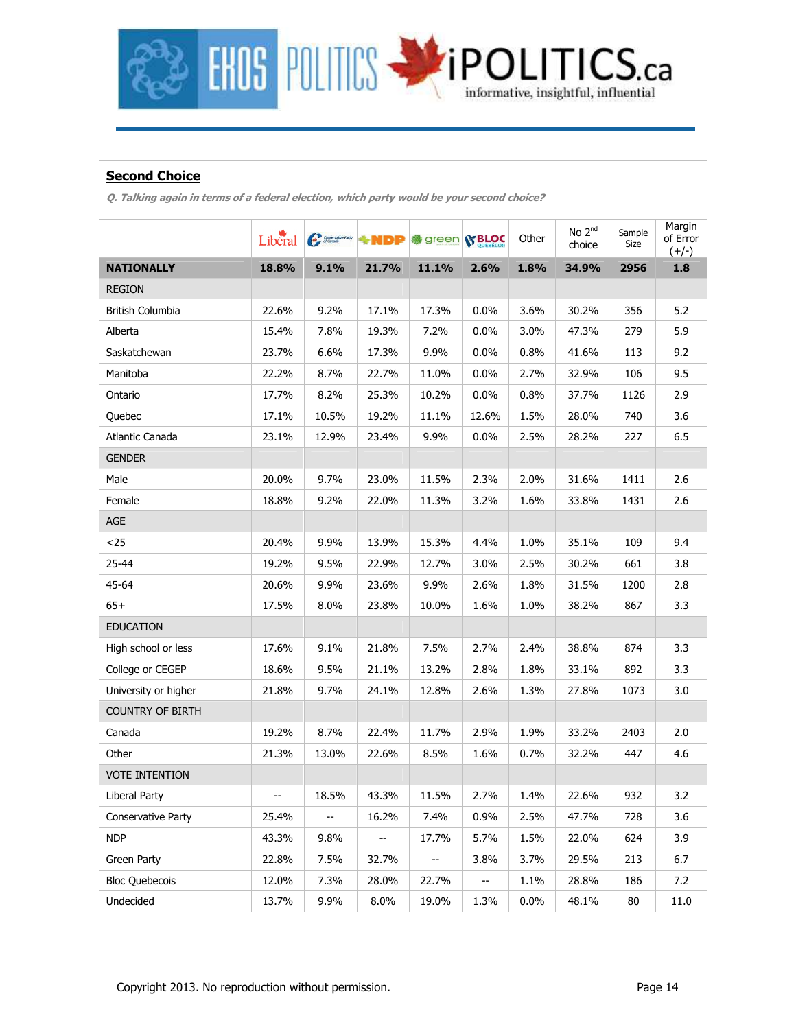## Second Choice

*Q. Talking again in terms of a federal election, which party would be your second choice?*

| | Liberal | Conservative | NDP | Green | Bloc | Other | No 2nd choice | Sample Size | Margin of Error (+/-) |
|---|---|---|---|---|---|---|---|---|---|
| **NATIONALLY** | **18.8%** | **9.1%** | **21.7%** | **11.1%** | **2.6%** | **1.8%** | **34.9%** | **2956** | **1.8** |
| REGION | | | | | | | | | |
| British Columbia | 22.6% | 9.2% | 17.1% | 17.3% | 0.0% | 3.6% | 30.2% | 356 | 5.2 |
| Alberta | 15.4% | 7.8% | 19.3% | 7.2% | 0.0% | 3.0% | 47.3% | 279 | 5.9 |
| Saskatchewan | 23.7% | 6.6% | 17.3% | 9.9% | 0.0% | 0.8% | 41.6% | 113 | 9.2 |
| Manitoba | 22.2% | 8.7% | 22.7% | 11.0% | 0.0% | 2.7% | 32.9% | 106 | 9.5 |
| Ontario | 17.7% | 8.2% | 25.3% | 10.2% | 0.0% | 0.8% | 37.7% | 1126 | 2.9 |
| Quebec | 17.1% | 10.5% | 19.2% | 11.1% | 12.6% | 1.5% | 28.0% | 740 | 3.6 |
| Atlantic Canada | 23.1% | 12.9% | 23.4% | 9.9% | 0.0% | 2.5% | 28.2% | 227 | 6.5 |
| GENDER | | | | | | | | | |
| Male | 20.0% | 9.7% | 23.0% | 11.5% | 2.3% | 2.0% | 31.6% | 1411 | 2.6 |
| Female | 18.8% | 9.2% | 22.0% | 11.3% | 3.2% | 1.6% | 33.8% | 1431 | 2.6 |
| AGE | | | | | | | | | |
| <25 | 20.4% | 9.9% | 13.9% | 15.3% | 4.4% | 1.0% | 35.1% | 109 | 9.4 |
| 25-44 | 19.2% | 9.5% | 22.9% | 12.7% | 3.0% | 2.5% | 30.2% | 661 | 3.8 |
| 45-64 | 20.6% | 9.9% | 23.6% | 9.9% | 2.6% | 1.8% | 31.5% | 1200 | 2.8 |
| 65+ | 17.5% | 8.0% | 23.8% | 10.0% | 1.6% | 1.0% | 38.2% | 867 | 3.3 |
| EDUCATION | | | | | | | | | |
| High school or less | 17.6% | 9.1% | 21.8% | 7.5% | 2.7% | 2.4% | 38.8% | 874 | 3.3 |
| College or CEGEP | 18.6% | 9.5% | 21.1% | 13.2% | 2.8% | 1.8% | 33.1% | 892 | 3.3 |
| University or higher | 21.8% | 9.7% | 24.1% | 12.8% | 2.6% | 1.3% | 27.8% | 1073 | 3.0 |
| COUNTRY OF BIRTH | | | | | | | | | |
| Canada | 19.2% | 8.7% | 22.4% | 11.7% | 2.9% | 1.9% | 33.2% | 2403 | 2.0 |
| Other | 21.3% | 13.0% | 22.6% | 8.5% | 1.6% | 0.7% | 32.2% | 447 | 4.6 |
| VOTE INTENTION | | | | | | | | | |
| Liberal Party | -- | 18.5% | 43.3% | 11.5% | 2.7% | 1.4% | 22.6% | 932 | 3.2 |
| Conservative Party | 25.4% | -- | 16.2% | 7.4% | 0.9% | 2.5% | 47.7% | 728 | 3.6 |
| NDP | 43.3% | 9.8% | -- | 17.7% | 5.7% | 1.5% | 22.0% | 624 | 3.9 |
| Green Party | 22.8% | 7.5% | 32.7% | -- | 3.8% | 3.7% | 29.5% | 213 | 6.7 |
| Bloc Quebecois | 12.0% | 7.3% | 28.0% | 22.7% | -- | 1.1% | 28.8% | 186 | 7.2 |
| Undecided | 13.7% | 9.9% | 8.0% | 19.0% | 1.3% | 0.0% | 48.1% | 80 | 11.0 |

Copyright 2013. No reproduction without permission.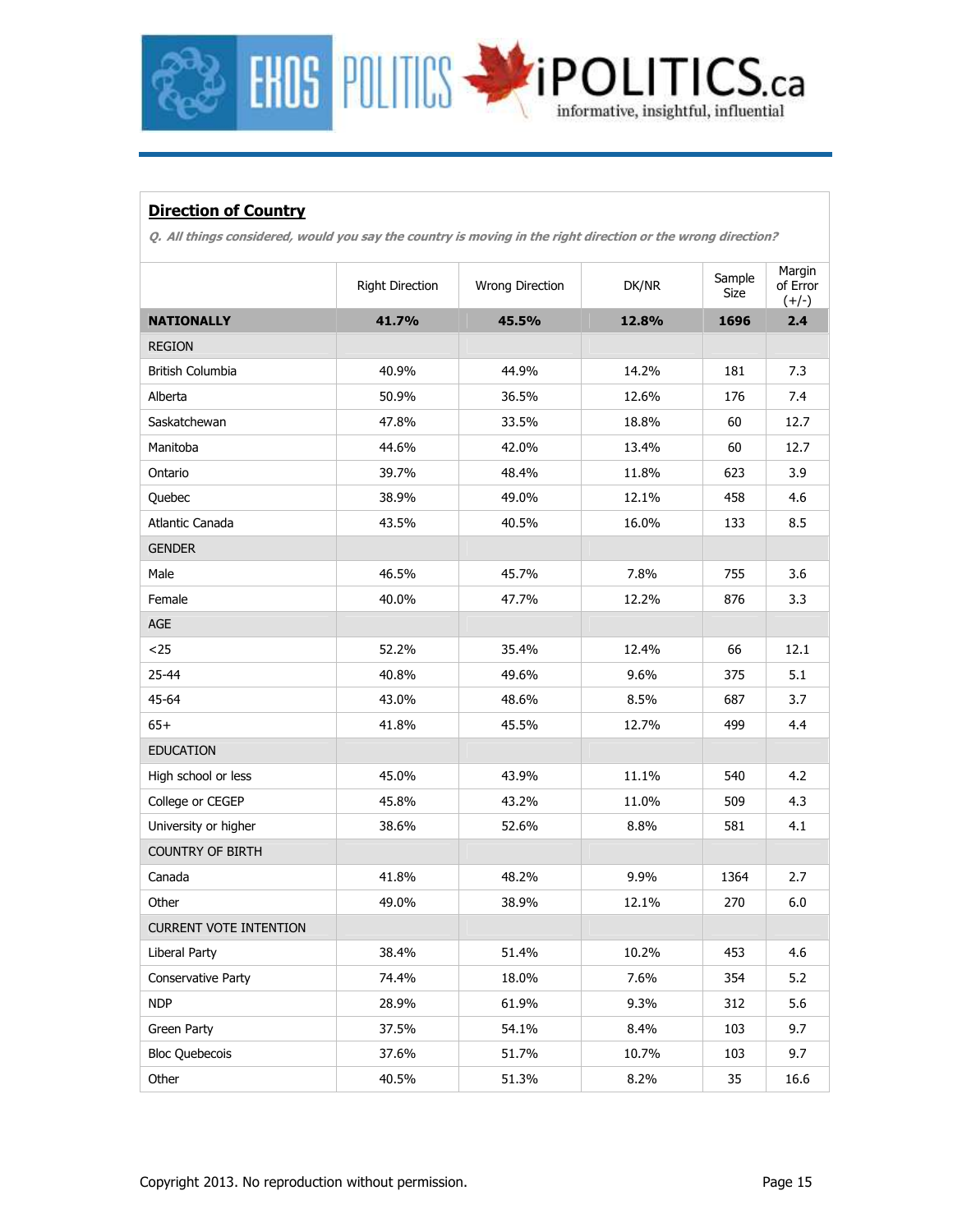## Direction of Country

***Q. All things considered, would you say the country is moving in the right direction or the wrong direction?***

| | Right Direction | Wrong Direction | DK/NR | Sample Size | Margin of Error (+/-) |
|---|---|---|---|---|---|
| **NATIONALLY** | **41.7%** | **45.5%** | **12.8%** | **1696** | **2.4** |
| REGION | | | | | |
| British Columbia | 40.9% | 44.9% | 14.2% | 181 | 7.3 |
| Alberta | 50.9% | 36.5% | 12.6% | 176 | 7.4 |
| Saskatchewan | 47.8% | 33.5% | 18.8% | 60 | 12.7 |
| Manitoba | 44.6% | 42.0% | 13.4% | 60 | 12.7 |
| Ontario | 39.7% | 48.4% | 11.8% | 623 | 3.9 |
| Quebec | 38.9% | 49.0% | 12.1% | 458 | 4.6 |
| Atlantic Canada | 43.5% | 40.5% | 16.0% | 133 | 8.5 |
| GENDER | | | | | |
| Male | 46.5% | 45.7% | 7.8% | 755 | 3.6 |
| Female | 40.0% | 47.7% | 12.2% | 876 | 3.3 |
| AGE | | | | | |
| <25 | 52.2% | 35.4% | 12.4% | 66 | 12.1 |
| 25-44 | 40.8% | 49.6% | 9.6% | 375 | 5.1 |
| 45-64 | 43.0% | 48.6% | 8.5% | 687 | 3.7 |
| 65+ | 41.8% | 45.5% | 12.7% | 499 | 4.4 |
| EDUCATION | | | | | |
| High school or less | 45.0% | 43.9% | 11.1% | 540 | 4.2 |
| College or CEGEP | 45.8% | 43.2% | 11.0% | 509 | 4.3 |
| University or higher | 38.6% | 52.6% | 8.8% | 581 | 4.1 |
| COUNTRY OF BIRTH | | | | | |
| Canada | 41.8% | 48.2% | 9.9% | 1364 | 2.7 |
| Other | 49.0% | 38.9% | 12.1% | 270 | 6.0 |
| CURRENT VOTE INTENTION | | | | | |
| Liberal Party | 38.4% | 51.4% | 10.2% | 453 | 4.6 |
| Conservative Party | 74.4% | 18.0% | 7.6% | 354 | 5.2 |
| NDP | 28.9% | 61.9% | 9.3% | 312 | 5.6 |
| Green Party | 37.5% | 54.1% | 8.4% | 103 | 9.7 |
| Bloc Quebecois | 37.6% | 51.7% | 10.7% | 103 | 9.7 |
| Other | 40.5% | 51.3% | 8.2% | 35 | 16.6 |

Copyright 2013. No reproduction without permission.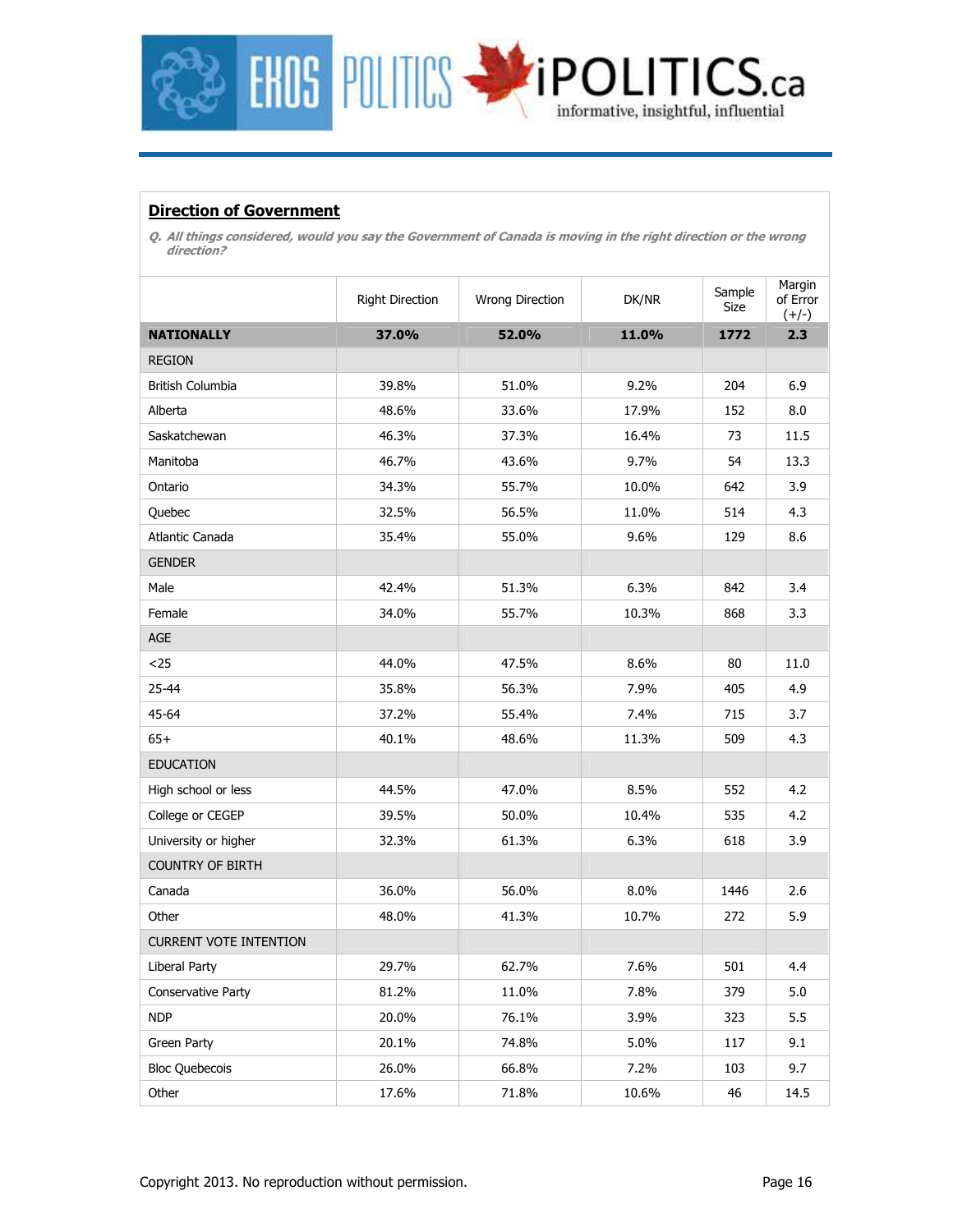## Direction of Government

*Q. All things considered, would you say the Government of Canada is moving in the right direction or the wrong direction?*

| | Right Direction | Wrong Direction | DK/NR | Sample Size | Margin of Error (+/-) |
|---|---|---|---|---|---|
| **NATIONALLY** | **37.0%** | **52.0%** | **11.0%** | **1772** | **2.3** |
| REGION | | | | | |
| British Columbia | 39.8% | 51.0% | 9.2% | 204 | 6.9 |
| Alberta | 48.6% | 33.6% | 17.9% | 152 | 8.0 |
| Saskatchewan | 46.3% | 37.3% | 16.4% | 73 | 11.5 |
| Manitoba | 46.7% | 43.6% | 9.7% | 54 | 13.3 |
| Ontario | 34.3% | 55.7% | 10.0% | 642 | 3.9 |
| Quebec | 32.5% | 56.5% | 11.0% | 514 | 4.3 |
| Atlantic Canada | 35.4% | 55.0% | 9.6% | 129 | 8.6 |
| GENDER | | | | | |
| Male | 42.4% | 51.3% | 6.3% | 842 | 3.4 |
| Female | 34.0% | 55.7% | 10.3% | 868 | 3.3 |
| AGE | | | | | |
| <25 | 44.0% | 47.5% | 8.6% | 80 | 11.0 |
| 25-44 | 35.8% | 56.3% | 7.9% | 405 | 4.9 |
| 45-64 | 37.2% | 55.4% | 7.4% | 715 | 3.7 |
| 65+ | 40.1% | 48.6% | 11.3% | 509 | 4.3 |
| EDUCATION | | | | | |
| High school or less | 44.5% | 47.0% | 8.5% | 552 | 4.2 |
| College or CEGEP | 39.5% | 50.0% | 10.4% | 535 | 4.2 |
| University or higher | 32.3% | 61.3% | 6.3% | 618 | 3.9 |
| COUNTRY OF BIRTH | | | | | |
| Canada | 36.0% | 56.0% | 8.0% | 1446 | 2.6 |
| Other | 48.0% | 41.3% | 10.7% | 272 | 5.9 |
| CURRENT VOTE INTENTION | | | | | |
| Liberal Party | 29.7% | 62.7% | 7.6% | 501 | 4.4 |
| Conservative Party | 81.2% | 11.0% | 7.8% | 379 | 5.0 |
| NDP | 20.0% | 76.1% | 3.9% | 323 | 5.5 |
| Green Party | 20.1% | 74.8% | 5.0% | 117 | 9.1 |
| Bloc Quebecois | 26.0% | 66.8% | 7.2% | 103 | 9.7 |
| Other | 17.6% | 71.8% | 10.6% | 46 | 14.5 |

Copyright 2013. No reproduction without permission.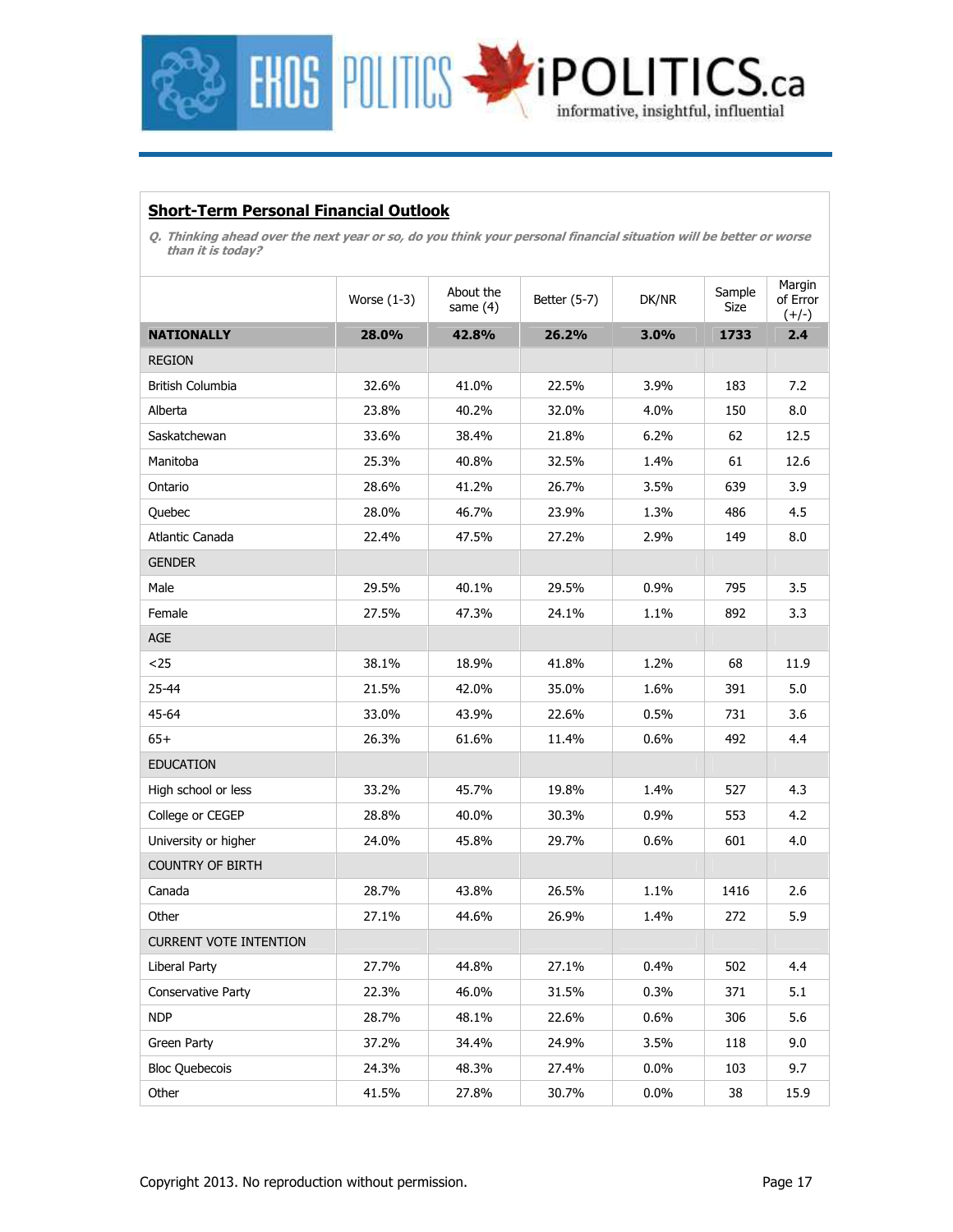## Short-Term Personal Financial Outlook

*Q. Thinking ahead over the next year or so, do you think your personal financial situation will be better or worse than it is today?*

| | Worse (1-3) | About the same (4) | Better (5-7) | DK/NR | Sample Size | Margin of Error (+/-) |
|---|---|---|---|---|---|---|
| **NATIONALLY** | **28.0%** | **42.8%** | **26.2%** | **3.0%** | **1733** | **2.4** |
| REGION | | | | | | |
| British Columbia | 32.6% | 41.0% | 22.5% | 3.9% | 183 | 7.2 |
| Alberta | 23.8% | 40.2% | 32.0% | 4.0% | 150 | 8.0 |
| Saskatchewan | 33.6% | 38.4% | 21.8% | 6.2% | 62 | 12.5 |
| Manitoba | 25.3% | 40.8% | 32.5% | 1.4% | 61 | 12.6 |
| Ontario | 28.6% | 41.2% | 26.7% | 3.5% | 639 | 3.9 |
| Quebec | 28.0% | 46.7% | 23.9% | 1.3% | 486 | 4.5 |
| Atlantic Canada | 22.4% | 47.5% | 27.2% | 2.9% | 149 | 8.0 |
| GENDER | | | | | | |
| Male | 29.5% | 40.1% | 29.5% | 0.9% | 795 | 3.5 |
| Female | 27.5% | 47.3% | 24.1% | 1.1% | 892 | 3.3 |
| AGE | | | | | | |
| <25 | 38.1% | 18.9% | 41.8% | 1.2% | 68 | 11.9 |
| 25-44 | 21.5% | 42.0% | 35.0% | 1.6% | 391 | 5.0 |
| 45-64 | 33.0% | 43.9% | 22.6% | 0.5% | 731 | 3.6 |
| 65+ | 26.3% | 61.6% | 11.4% | 0.6% | 492 | 4.4 |
| EDUCATION | | | | | | |
| High school or less | 33.2% | 45.7% | 19.8% | 1.4% | 527 | 4.3 |
| College or CEGEP | 28.8% | 40.0% | 30.3% | 0.9% | 553 | 4.2 |
| University or higher | 24.0% | 45.8% | 29.7% | 0.6% | 601 | 4.0 |
| COUNTRY OF BIRTH | | | | | | |
| Canada | 28.7% | 43.8% | 26.5% | 1.1% | 1416 | 2.6 |
| Other | 27.1% | 44.6% | 26.9% | 1.4% | 272 | 5.9 |
| CURRENT VOTE INTENTION | | | | | | |
| Liberal Party | 27.7% | 44.8% | 27.1% | 0.4% | 502 | 4.4 |
| Conservative Party | 22.3% | 46.0% | 31.5% | 0.3% | 371 | 5.1 |
| NDP | 28.7% | 48.1% | 22.6% | 0.6% | 306 | 5.6 |
| Green Party | 37.2% | 34.4% | 24.9% | 3.5% | 118 | 9.0 |
| Bloc Quebecois | 24.3% | 48.3% | 27.4% | 0.0% | 103 | 9.7 |
| Other | 41.5% | 27.8% | 30.7% | 0.0% | 38 | 15.9 |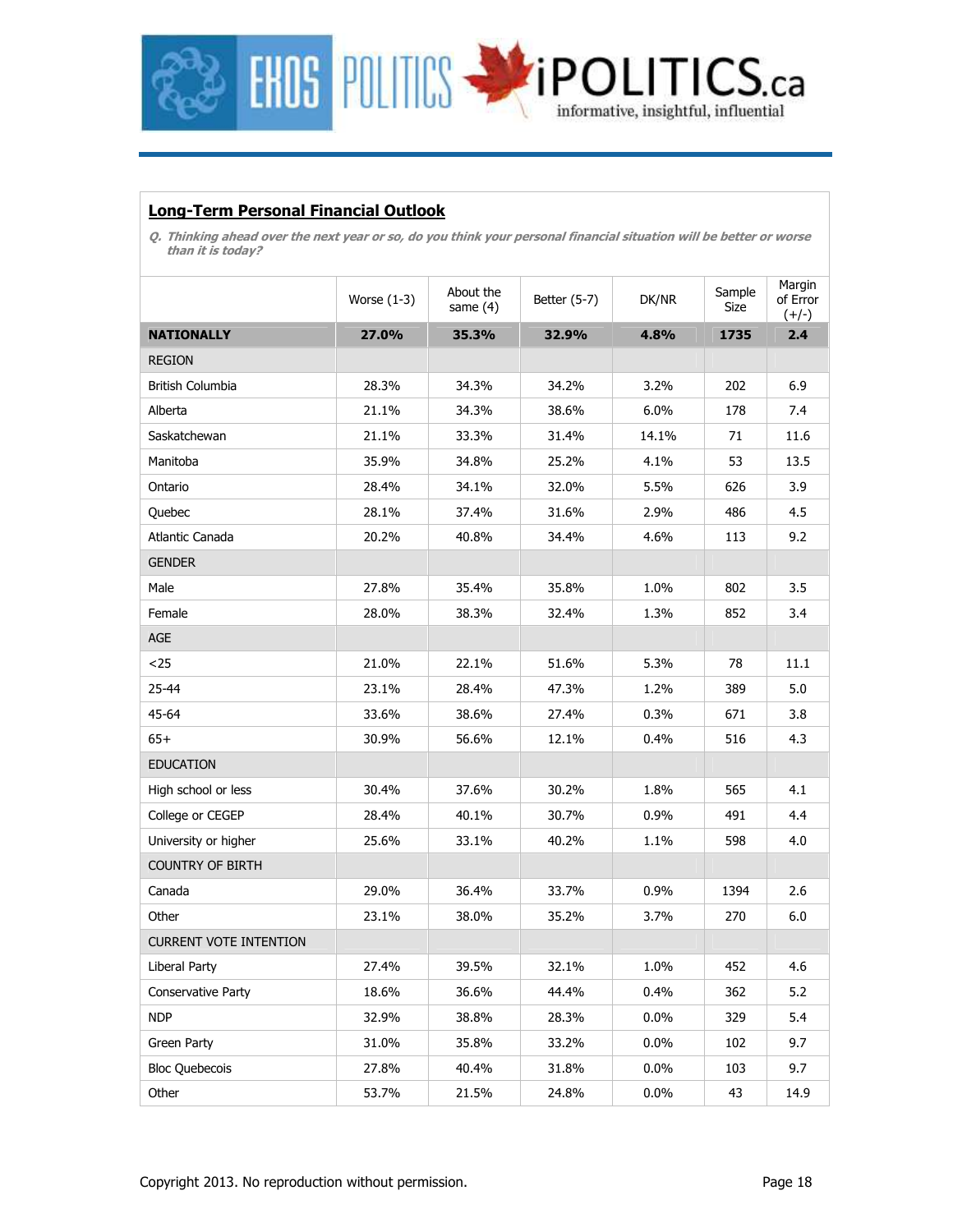## Long-Term Personal Financial Outlook

*Q. Thinking ahead over the next year or so, do you think your personal financial situation will be better or worse than it is today?*

| | Worse (1-3) | About the same (4) | Better (5-7) | DK/NR | Sample Size | Margin of Error (+/-) |
|---|---|---|---|---|---|---|
| **NATIONALLY** | **27.0%** | **35.3%** | **32.9%** | **4.8%** | **1735** | **2.4** |
| REGION | | | | | | |
| British Columbia | 28.3% | 34.3% | 34.2% | 3.2% | 202 | 6.9 |
| Alberta | 21.1% | 34.3% | 38.6% | 6.0% | 178 | 7.4 |
| Saskatchewan | 21.1% | 33.3% | 31.4% | 14.1% | 71 | 11.6 |
| Manitoba | 35.9% | 34.8% | 25.2% | 4.1% | 53 | 13.5 |
| Ontario | 28.4% | 34.1% | 32.0% | 5.5% | 626 | 3.9 |
| Quebec | 28.1% | 37.4% | 31.6% | 2.9% | 486 | 4.5 |
| Atlantic Canada | 20.2% | 40.8% | 34.4% | 4.6% | 113 | 9.2 |
| GENDER | | | | | | |
| Male | 27.8% | 35.4% | 35.8% | 1.0% | 802 | 3.5 |
| Female | 28.0% | 38.3% | 32.4% | 1.3% | 852 | 3.4 |
| AGE | | | | | | |
| <25 | 21.0% | 22.1% | 51.6% | 5.3% | 78 | 11.1 |
| 25-44 | 23.1% | 28.4% | 47.3% | 1.2% | 389 | 5.0 |
| 45-64 | 33.6% | 38.6% | 27.4% | 0.3% | 671 | 3.8 |
| 65+ | 30.9% | 56.6% | 12.1% | 0.4% | 516 | 4.3 |
| EDUCATION | | | | | | |
| High school or less | 30.4% | 37.6% | 30.2% | 1.8% | 565 | 4.1 |
| College or CEGEP | 28.4% | 40.1% | 30.7% | 0.9% | 491 | 4.4 |
| University or higher | 25.6% | 33.1% | 40.2% | 1.1% | 598 | 4.0 |
| COUNTRY OF BIRTH | | | | | | |
| Canada | 29.0% | 36.4% | 33.7% | 0.9% | 1394 | 2.6 |
| Other | 23.1% | 38.0% | 35.2% | 3.7% | 270 | 6.0 |
| CURRENT VOTE INTENTION | | | | | | |
| Liberal Party | 27.4% | 39.5% | 32.1% | 1.0% | 452 | 4.6 |
| Conservative Party | 18.6% | 36.6% | 44.4% | 0.4% | 362 | 5.2 |
| NDP | 32.9% | 38.8% | 28.3% | 0.0% | 329 | 5.4 |
| Green Party | 31.0% | 35.8% | 33.2% | 0.0% | 102 | 9.7 |
| Bloc Quebecois | 27.8% | 40.4% | 31.8% | 0.0% | 103 | 9.7 |
| Other | 53.7% | 21.5% | 24.8% | 0.0% | 43 | 14.9 |

Copyright 2013. No reproduction without permission.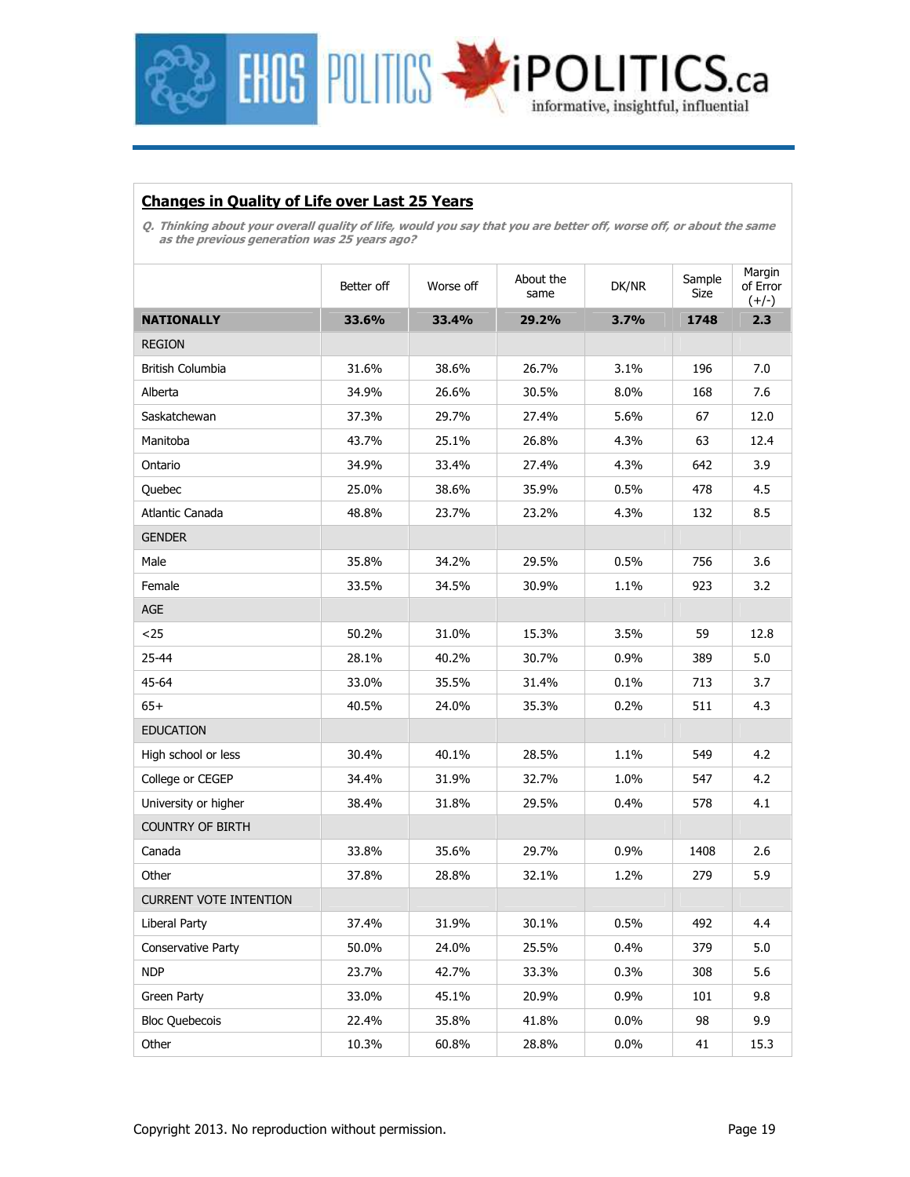## Changes in Quality of Life over Last 25 Years

***Q. Thinking about your overall quality of life, would you say that you are better off, worse off, or about the same as the previous generation was 25 years ago?***

| | Better off | Worse off | About the same | DK/NR | Sample Size | Margin of Error (+/-) |
|---|---|---|---|---|---|---|
| **NATIONALLY** | **33.6%** | **33.4%** | **29.2%** | **3.7%** | **1748** | **2.3** |
| REGION | | | | | | |
| British Columbia | 31.6% | 38.6% | 26.7% | 3.1% | 196 | 7.0 |
| Alberta | 34.9% | 26.6% | 30.5% | 8.0% | 168 | 7.6 |
| Saskatchewan | 37.3% | 29.7% | 27.4% | 5.6% | 67 | 12.0 |
| Manitoba | 43.7% | 25.1% | 26.8% | 4.3% | 63 | 12.4 |
| Ontario | 34.9% | 33.4% | 27.4% | 4.3% | 642 | 3.9 |
| Quebec | 25.0% | 38.6% | 35.9% | 0.5% | 478 | 4.5 |
| Atlantic Canada | 48.8% | 23.7% | 23.2% | 4.3% | 132 | 8.5 |
| GENDER | | | | | | |
| Male | 35.8% | 34.2% | 29.5% | 0.5% | 756 | 3.6 |
| Female | 33.5% | 34.5% | 30.9% | 1.1% | 923 | 3.2 |
| AGE | | | | | | |
| <25 | 50.2% | 31.0% | 15.3% | 3.5% | 59 | 12.8 |
| 25-44 | 28.1% | 40.2% | 30.7% | 0.9% | 389 | 5.0 |
| 45-64 | 33.0% | 35.5% | 31.4% | 0.1% | 713 | 3.7 |
| 65+ | 40.5% | 24.0% | 35.3% | 0.2% | 511 | 4.3 |
| EDUCATION | | | | | | |
| High school or less | 30.4% | 40.1% | 28.5% | 1.1% | 549 | 4.2 |
| College or CEGEP | 34.4% | 31.9% | 32.7% | 1.0% | 547 | 4.2 |
| University or higher | 38.4% | 31.8% | 29.5% | 0.4% | 578 | 4.1 |
| COUNTRY OF BIRTH | | | | | | |
| Canada | 33.8% | 35.6% | 29.7% | 0.9% | 1408 | 2.6 |
| Other | 37.8% | 28.8% | 32.1% | 1.2% | 279 | 5.9 |
| CURRENT VOTE INTENTION | | | | | | |
| Liberal Party | 37.4% | 31.9% | 30.1% | 0.5% | 492 | 4.4 |
| Conservative Party | 50.0% | 24.0% | 25.5% | 0.4% | 379 | 5.0 |
| NDP | 23.7% | 42.7% | 33.3% | 0.3% | 308 | 5.6 |
| Green Party | 33.0% | 45.1% | 20.9% | 0.9% | 101 | 9.8 |
| Bloc Quebecois | 22.4% | 35.8% | 41.8% | 0.0% | 98 | 9.9 |
| Other | 10.3% | 60.8% | 28.8% | 0.0% | 41 | 15.3 |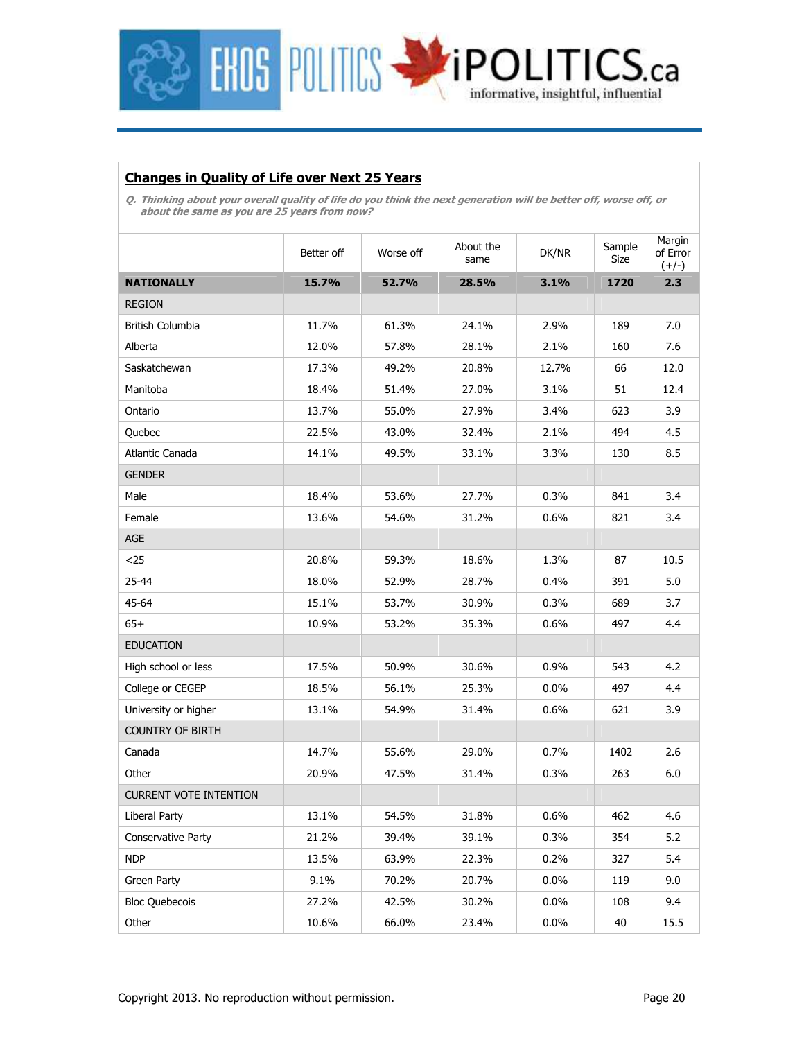## Changes in Quality of Life over Next 25 Years

***Q. Thinking about your overall quality of life do you think the next generation will be better off, worse off, or about the same as you are 25 years from now?***

| | Better off | Worse off | About the same | DK/NR | Sample Size | Margin of Error (+/-) |
|---|---|---|---|---|---|---|
| **NATIONALLY** | **15.7%** | **52.7%** | **28.5%** | **3.1%** | **1720** | **2.3** |
| REGION | | | | | | |
| British Columbia | 11.7% | 61.3% | 24.1% | 2.9% | 189 | 7.0 |
| Alberta | 12.0% | 57.8% | 28.1% | 2.1% | 160 | 7.6 |
| Saskatchewan | 17.3% | 49.2% | 20.8% | 12.7% | 66 | 12.0 |
| Manitoba | 18.4% | 51.4% | 27.0% | 3.1% | 51 | 12.4 |
| Ontario | 13.7% | 55.0% | 27.9% | 3.4% | 623 | 3.9 |
| Quebec | 22.5% | 43.0% | 32.4% | 2.1% | 494 | 4.5 |
| Atlantic Canada | 14.1% | 49.5% | 33.1% | 3.3% | 130 | 8.5 |
| GENDER | | | | | | |
| Male | 18.4% | 53.6% | 27.7% | 0.3% | 841 | 3.4 |
| Female | 13.6% | 54.6% | 31.2% | 0.6% | 821 | 3.4 |
| AGE | | | | | | |
| <25 | 20.8% | 59.3% | 18.6% | 1.3% | 87 | 10.5 |
| 25-44 | 18.0% | 52.9% | 28.7% | 0.4% | 391 | 5.0 |
| 45-64 | 15.1% | 53.7% | 30.9% | 0.3% | 689 | 3.7 |
| 65+ | 10.9% | 53.2% | 35.3% | 0.6% | 497 | 4.4 |
| EDUCATION | | | | | | |
| High school or less | 17.5% | 50.9% | 30.6% | 0.9% | 543 | 4.2 |
| College or CEGEP | 18.5% | 56.1% | 25.3% | 0.0% | 497 | 4.4 |
| University or higher | 13.1% | 54.9% | 31.4% | 0.6% | 621 | 3.9 |
| COUNTRY OF BIRTH | | | | | | |
| Canada | 14.7% | 55.6% | 29.0% | 0.7% | 1402 | 2.6 |
| Other | 20.9% | 47.5% | 31.4% | 0.3% | 263 | 6.0 |
| CURRENT VOTE INTENTION | | | | | | |
| Liberal Party | 13.1% | 54.5% | 31.8% | 0.6% | 462 | 4.6 |
| Conservative Party | 21.2% | 39.4% | 39.1% | 0.3% | 354 | 5.2 |
| NDP | 13.5% | 63.9% | 22.3% | 0.2% | 327 | 5.4 |
| Green Party | 9.1% | 70.2% | 20.7% | 0.0% | 119 | 9.0 |
| Bloc Quebecois | 27.2% | 42.5% | 30.2% | 0.0% | 108 | 9.4 |
| Other | 10.6% | 66.0% | 23.4% | 0.0% | 40 | 15.5 |

Copyright 2013. No reproduction without permission.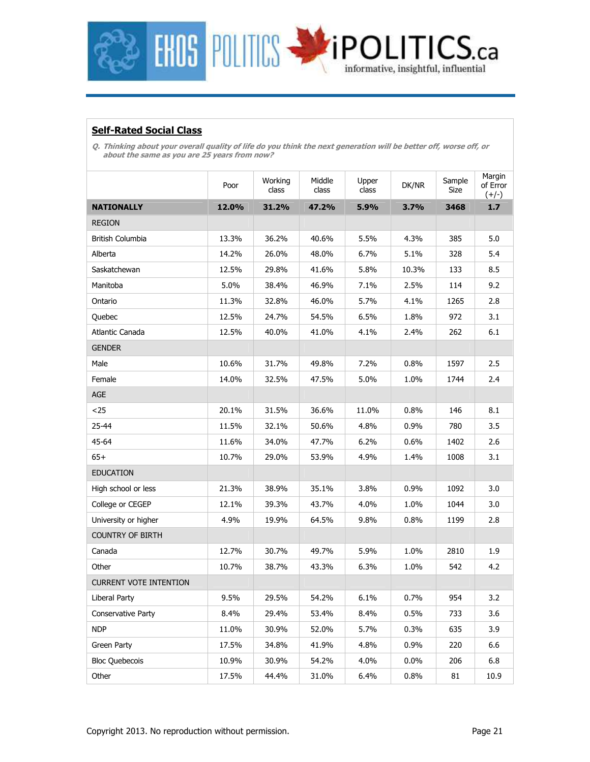## Self-Rated Social Class

*Q. Thinking about your overall quality of life do you think the next generation will be better off, worse off, or about the same as you are 25 years from now?*

| | Poor | Working class | Middle class | Upper class | DK/NR | Sample Size | Margin of Error (+/-) |
|---|---|---|---|---|---|---|---|
| **NATIONALLY** | **12.0%** | **31.2%** | **47.2%** | **5.9%** | **3.7%** | **3468** | **1.7** |
| REGION | | | | | | | |
| British Columbia | 13.3% | 36.2% | 40.6% | 5.5% | 4.3% | 385 | 5.0 |
| Alberta | 14.2% | 26.0% | 48.0% | 6.7% | 5.1% | 328 | 5.4 |
| Saskatchewan | 12.5% | 29.8% | 41.6% | 5.8% | 10.3% | 133 | 8.5 |
| Manitoba | 5.0% | 38.4% | 46.9% | 7.1% | 2.5% | 114 | 9.2 |
| Ontario | 11.3% | 32.8% | 46.0% | 5.7% | 4.1% | 1265 | 2.8 |
| Quebec | 12.5% | 24.7% | 54.5% | 6.5% | 1.8% | 972 | 3.1 |
| Atlantic Canada | 12.5% | 40.0% | 41.0% | 4.1% | 2.4% | 262 | 6.1 |
| GENDER | | | | | | | |
| Male | 10.6% | 31.7% | 49.8% | 7.2% | 0.8% | 1597 | 2.5 |
| Female | 14.0% | 32.5% | 47.5% | 5.0% | 1.0% | 1744 | 2.4 |
| AGE | | | | | | | |
| <25 | 20.1% | 31.5% | 36.6% | 11.0% | 0.8% | 146 | 8.1 |
| 25-44 | 11.5% | 32.1% | 50.6% | 4.8% | 0.9% | 780 | 3.5 |
| 45-64 | 11.6% | 34.0% | 47.7% | 6.2% | 0.6% | 1402 | 2.6 |
| 65+ | 10.7% | 29.0% | 53.9% | 4.9% | 1.4% | 1008 | 3.1 |
| EDUCATION | | | | | | | |
| High school or less | 21.3% | 38.9% | 35.1% | 3.8% | 0.9% | 1092 | 3.0 |
| College or CEGEP | 12.1% | 39.3% | 43.7% | 4.0% | 1.0% | 1044 | 3.0 |
| University or higher | 4.9% | 19.9% | 64.5% | 9.8% | 0.8% | 1199 | 2.8 |
| COUNTRY OF BIRTH | | | | | | | |
| Canada | 12.7% | 30.7% | 49.7% | 5.9% | 1.0% | 2810 | 1.9 |
| Other | 10.7% | 38.7% | 43.3% | 6.3% | 1.0% | 542 | 4.2 |
| CURRENT VOTE INTENTION | | | | | | | |
| Liberal Party | 9.5% | 29.5% | 54.2% | 6.1% | 0.7% | 954 | 3.2 |
| Conservative Party | 8.4% | 29.4% | 53.4% | 8.4% | 0.5% | 733 | 3.6 |
| NDP | 11.0% | 30.9% | 52.0% | 5.7% | 0.3% | 635 | 3.9 |
| Green Party | 17.5% | 34.8% | 41.9% | 4.8% | 0.9% | 220 | 6.6 |
| Bloc Quebecois | 10.9% | 30.9% | 54.2% | 4.0% | 0.0% | 206 | 6.8 |
| Other | 17.5% | 44.4% | 31.0% | 6.4% | 0.8% | 81 | 10.9 |

Copyright 2013. No reproduction without permission.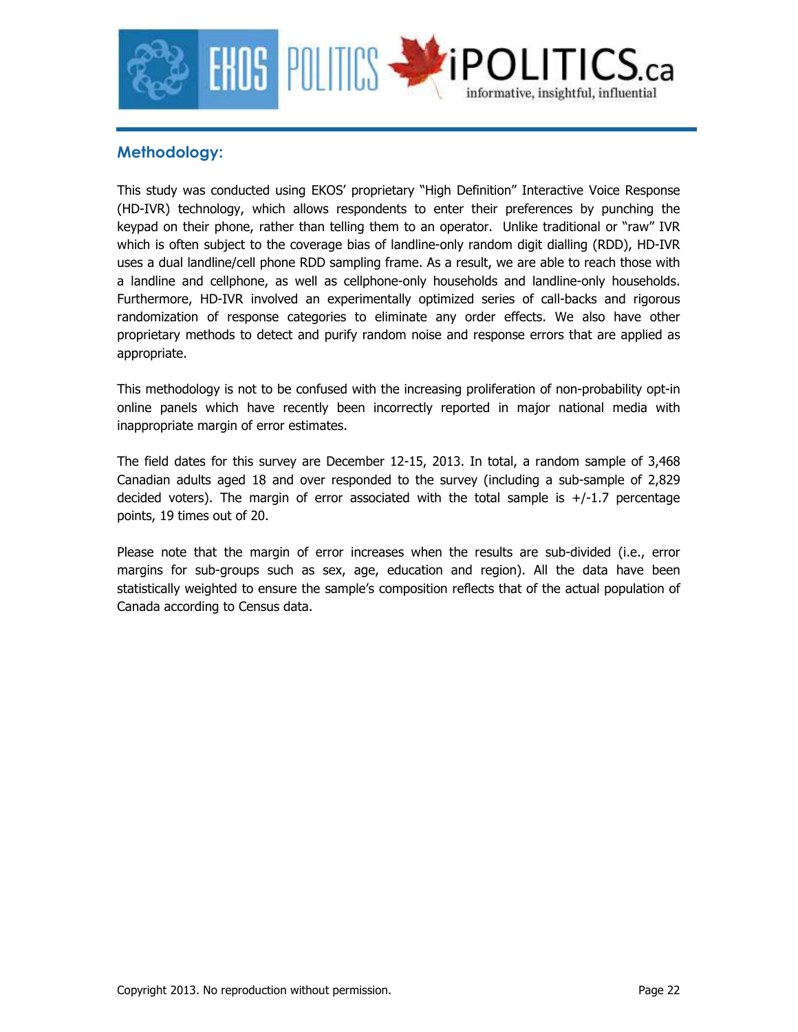## Methodology:

This study was conducted using EKOS' proprietary "High Definition" Interactive Voice Response (HD-IVR) technology, which allows respondents to enter their preferences by punching the keypad on their phone, rather than telling them to an operator. Unlike traditional or "raw" IVR which is often subject to the coverage bias of landline-only random digit dialling (RDD), HD-IVR uses a dual landline/cell phone RDD sampling frame. As a result, we are able to reach those with a landline and cellphone, as well as cellphone-only households and landline-only households. Furthermore, HD-IVR involved an experimentally optimized series of call-backs and rigorous randomization of response categories to eliminate any order effects. We also have other proprietary methods to detect and purify random noise and response errors that are applied as appropriate.

This methodology is not to be confused with the increasing proliferation of non-probability opt-in online panels which have recently been incorrectly reported in major national media with inappropriate margin of error estimates.

The field dates for this survey are December 12-15, 2013. In total, a random sample of 3,468 Canadian adults aged 18 and over responded to the survey (including a sub-sample of 2,829 decided voters). The margin of error associated with the total sample is +/-1.7 percentage points, 19 times out of 20.

Please note that the margin of error increases when the results are sub-divided (i.e., error margins for sub-groups such as sex, age, education and region). All the data have been statistically weighted to ensure the sample's composition reflects that of the actual population of Canada according to Census data.